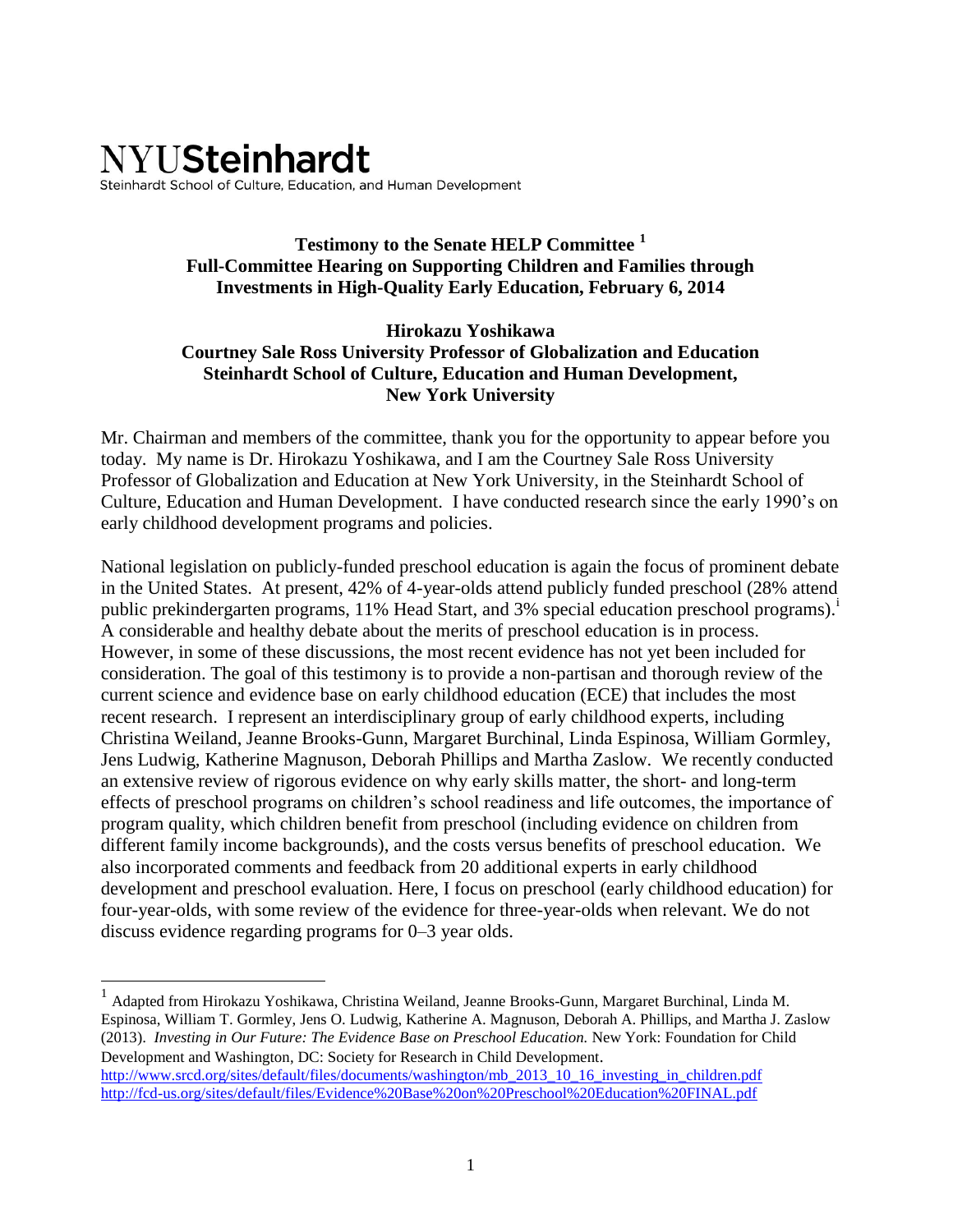NYUSteinhardt
Steinhardt School of Culture, Education, and Human Development

**Testimony to the Senate HELP Committee [1]**
**Full-Committee Hearing on Supporting Children and Families through Investments in High-Quality Early Education, February 6, 2014**

**Hirokazu Yoshikawa**
**Courtney Sale Ross University Professor of Globalization and Education**
**Steinhardt School of Culture, Education and Human Development,**
**New York University**

Mr. Chairman and members of the committee, thank you for the opportunity to appear before you today. My name is Dr. Hirokazu Yoshikawa, and I am the Courtney Sale Ross University Professor of Globalization and Education at New York University, in the Steinhardt School of Culture, Education and Human Development. I have conducted research since the early 1990's on early childhood development programs and policies.

National legislation on publicly-funded preschool education is again the focus of prominent debate in the United States. At present, 42% of 4-year-olds attend publicly funded preschool (28% attend public prekindergarten programs, 11% Head Start, and 3% special education preschool programs).[i] A considerable and healthy debate about the merits of preschool education is in process. However, in some of these discussions, the most recent evidence has not yet been included for consideration. The goal of this testimony is to provide a non-partisan and thorough review of the current science and evidence base on early childhood education (ECE) that includes the most recent research. I represent an interdisciplinary group of early childhood experts, including Christina Weiland, Jeanne Brooks-Gunn, Margaret Burchinal, Linda Espinosa, William Gormley, Jens Ludwig, Katherine Magnuson, Deborah Phillips and Martha Zaslow. We recently conducted an extensive review of rigorous evidence on why early skills matter, the short- and long-term effects of preschool programs on children's school readiness and life outcomes, the importance of program quality, which children benefit from preschool (including evidence on children from different family income backgrounds), and the costs versus benefits of preschool education. We also incorporated comments and feedback from 20 additional experts in early childhood development and preschool evaluation. Here, I focus on preschool (early childhood education) for four-year-olds, with some review of the evidence for three-year-olds when relevant. We do not discuss evidence regarding programs for 0–3 year olds.

---

[1] Adapted from Hirokazu Yoshikawa, Christina Weiland, Jeanne Brooks-Gunn, Margaret Burchinal, Linda M. Espinosa, William T. Gormley, Jens O. Ludwig, Katherine A. Magnuson, Deborah A. Phillips, and Martha J. Zaslow (2013). *Investing in Our Future: The Evidence Base on Preschool Education.* New York: Foundation for Child Development and Washington, DC: Society for Research in Child Development.
http://www.srcd.org/sites/default/files/documents/washington/mb_2013_10_16_investing_in_children.pdf
http://fcd-us.org/sites/default/files/Evidence%20Base%20on%20Preschool%20Education%20FINAL.pdf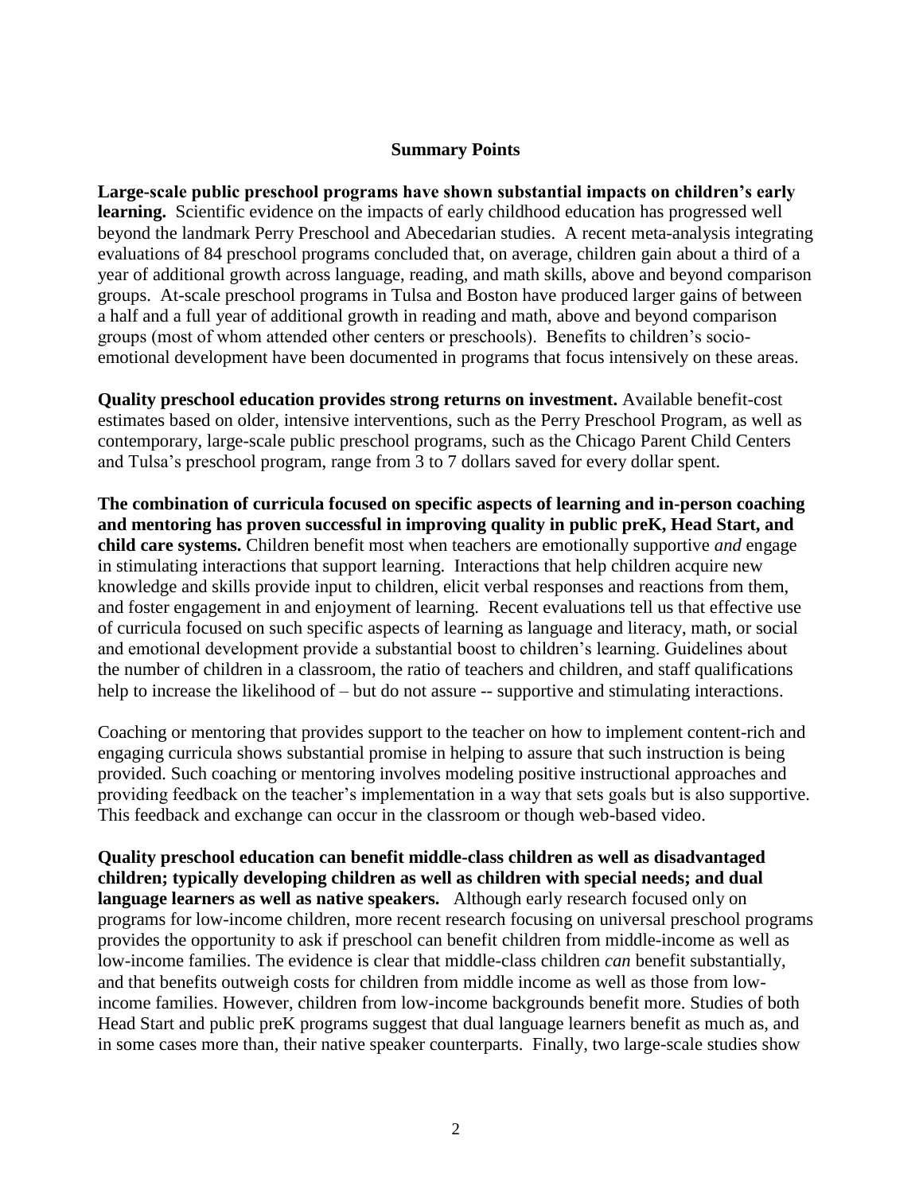## Summary Points

**Large-scale public preschool programs have shown substantial impacts on children's early learning.** Scientific evidence on the impacts of early childhood education has progressed well beyond the landmark Perry Preschool and Abecedarian studies. A recent meta-analysis integrating evaluations of 84 preschool programs concluded that, on average, children gain about a third of a year of additional growth across language, reading, and math skills, above and beyond comparison groups. At-scale preschool programs in Tulsa and Boston have produced larger gains of between a half and a full year of additional growth in reading and math, above and beyond comparison groups (most of whom attended other centers or preschools). Benefits to children's socio-emotional development have been documented in programs that focus intensively on these areas.

**Quality preschool education provides strong returns on investment.** Available benefit-cost estimates based on older, intensive interventions, such as the Perry Preschool Program, as well as contemporary, large-scale public preschool programs, such as the Chicago Parent Child Centers and Tulsa's preschool program, range from 3 to 7 dollars saved for every dollar spent.

**The combination of curricula focused on specific aspects of learning and in-person coaching and mentoring has proven successful in improving quality in public preK, Head Start, and child care systems.** Children benefit most when teachers are emotionally supportive *and* engage in stimulating interactions that support learning. Interactions that help children acquire new knowledge and skills provide input to children, elicit verbal responses and reactions from them, and foster engagement in and enjoyment of learning. Recent evaluations tell us that effective use of curricula focused on such specific aspects of learning as language and literacy, math, or social and emotional development provide a substantial boost to children's learning. Guidelines about the number of children in a classroom, the ratio of teachers and children, and staff qualifications help to increase the likelihood of – but do not assure -- supportive and stimulating interactions.

Coaching or mentoring that provides support to the teacher on how to implement content-rich and engaging curricula shows substantial promise in helping to assure that such instruction is being provided. Such coaching or mentoring involves modeling positive instructional approaches and providing feedback on the teacher's implementation in a way that sets goals but is also supportive. This feedback and exchange can occur in the classroom or though web-based video.

**Quality preschool education can benefit middle-class children as well as disadvantaged children; typically developing children as well as children with special needs; and dual language learners as well as native speakers.** Although early research focused only on programs for low-income children, more recent research focusing on universal preschool programs provides the opportunity to ask if preschool can benefit children from middle-income as well as low-income families. The evidence is clear that middle-class children *can* benefit substantially, and that benefits outweigh costs for children from middle income as well as those from low-income families. However, children from low-income backgrounds benefit more. Studies of both Head Start and public preK programs suggest that dual language learners benefit as much as, and in some cases more than, their native speaker counterparts. Finally, two large-scale studies show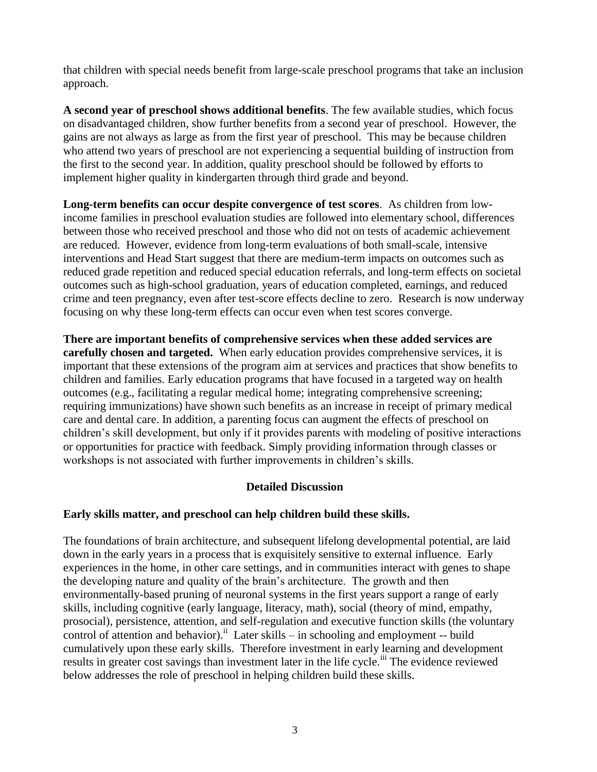that children with special needs benefit from large-scale preschool programs that take an inclusion approach.

**A second year of preschool shows additional benefits**. The few available studies, which focus on disadvantaged children, show further benefits from a second year of preschool. However, the gains are not always as large as from the first year of preschool. This may be because children who attend two years of preschool are not experiencing a sequential building of instruction from the first to the second year. In addition, quality preschool should be followed by efforts to implement higher quality in kindergarten through third grade and beyond.

**Long-term benefits can occur despite convergence of test scores**. As children from low-income families in preschool evaluation studies are followed into elementary school, differences between those who received preschool and those who did not on tests of academic achievement are reduced. However, evidence from long-term evaluations of both small-scale, intensive interventions and Head Start suggest that there are medium-term impacts on outcomes such as reduced grade repetition and reduced special education referrals, and long-term effects on societal outcomes such as high-school graduation, years of education completed, earnings, and reduced crime and teen pregnancy, even after test-score effects decline to zero. Research is now underway focusing on why these long-term effects can occur even when test scores converge.

**There are important benefits of comprehensive services when these added services are carefully chosen and targeted.** When early education provides comprehensive services, it is important that these extensions of the program aim at services and practices that show benefits to children and families. Early education programs that have focused in a targeted way on health outcomes (e.g., facilitating a regular medical home; integrating comprehensive screening; requiring immunizations) have shown such benefits as an increase in receipt of primary medical care and dental care. In addition, a parenting focus can augment the effects of preschool on children's skill development, but only if it provides parents with modeling of positive interactions or opportunities for practice with feedback. Simply providing information through classes or workshops is not associated with further improvements in children's skills.

## Detailed Discussion

### Early skills matter, and preschool can help children build these skills.

The foundations of brain architecture, and subsequent lifelong developmental potential, are laid down in the early years in a process that is exquisitely sensitive to external influence. Early experiences in the home, in other care settings, and in communities interact with genes to shape the developing nature and quality of the brain's architecture. The growth and then environmentally-based pruning of neuronal systems in the first years support a range of early skills, including cognitive (early language, literacy, math), social (theory of mind, empathy, prosocial), persistence, attention, and self-regulation and executive function skills (the voluntary control of attention and behavior).[ii] Later skills – in schooling and employment -- build cumulatively upon these early skills. Therefore investment in early learning and development results in greater cost savings than investment later in the life cycle.[iii] The evidence reviewed below addresses the role of preschool in helping children build these skills.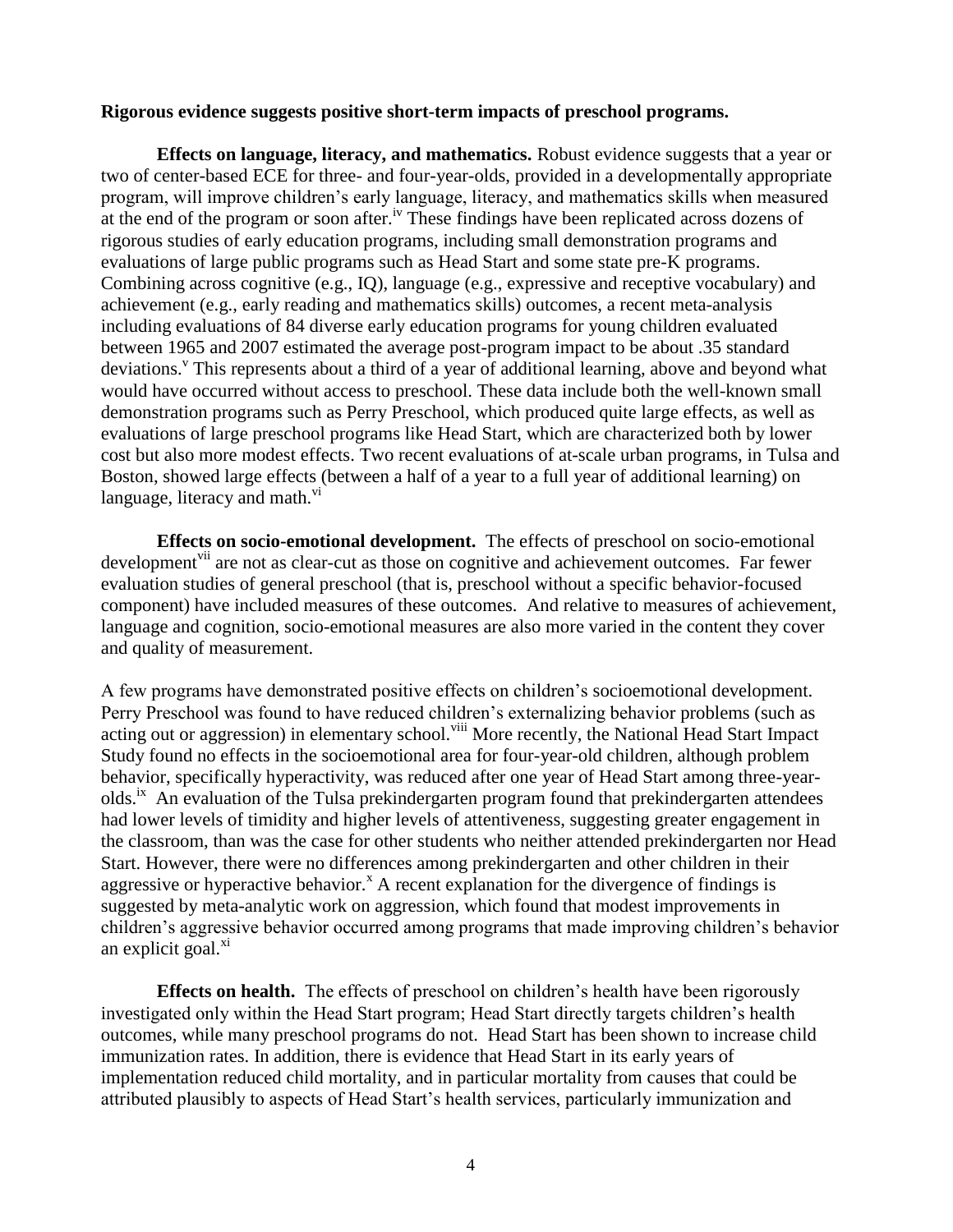**Rigorous evidence suggests positive short-term impacts of preschool programs.**

**Effects on language, literacy, and mathematics.** Robust evidence suggests that a year or two of center-based ECE for three- and four-year-olds, provided in a developmentally appropriate program, will improve children's early language, literacy, and mathematics skills when measured at the end of the program or soon after.[iv] These findings have been replicated across dozens of rigorous studies of early education programs, including small demonstration programs and evaluations of large public programs such as Head Start and some state pre-K programs. Combining across cognitive (e.g., IQ), language (e.g., expressive and receptive vocabulary) and achievement (e.g., early reading and mathematics skills) outcomes, a recent meta-analysis including evaluations of 84 diverse early education programs for young children evaluated between 1965 and 2007 estimated the average post-program impact to be about .35 standard deviations.[v] This represents about a third of a year of additional learning, above and beyond what would have occurred without access to preschool. These data include both the well-known small demonstration programs such as Perry Preschool, which produced quite large effects, as well as evaluations of large preschool programs like Head Start, which are characterized both by lower cost but also more modest effects. Two recent evaluations of at-scale urban programs, in Tulsa and Boston, showed large effects (between a half of a year to a full year of additional learning) on language, literacy and math.[vi]

**Effects on socio-emotional development.** The effects of preschool on socio-emotional development[vii] are not as clear-cut as those on cognitive and achievement outcomes. Far fewer evaluation studies of general preschool (that is, preschool without a specific behavior-focused component) have included measures of these outcomes. And relative to measures of achievement, language and cognition, socio-emotional measures are also more varied in the content they cover and quality of measurement.

A few programs have demonstrated positive effects on children's socioemotional development. Perry Preschool was found to have reduced children's externalizing behavior problems (such as acting out or aggression) in elementary school.[viii] More recently, the National Head Start Impact Study found no effects in the socioemotional area for four-year-old children, although problem behavior, specifically hyperactivity, was reduced after one year of Head Start among three-year-olds.[ix] An evaluation of the Tulsa prekindergarten program found that prekindergarten attendees had lower levels of timidity and higher levels of attentiveness, suggesting greater engagement in the classroom, than was the case for other students who neither attended prekindergarten nor Head Start. However, there were no differences among prekindergarten and other children in their aggressive or hyperactive behavior.[x] A recent explanation for the divergence of findings is suggested by meta-analytic work on aggression, which found that modest improvements in children's aggressive behavior occurred among programs that made improving children's behavior an explicit goal.[xi]

**Effects on health.** The effects of preschool on children's health have been rigorously investigated only within the Head Start program; Head Start directly targets children's health outcomes, while many preschool programs do not. Head Start has been shown to increase child immunization rates. In addition, there is evidence that Head Start in its early years of implementation reduced child mortality, and in particular mortality from causes that could be attributed plausibly to aspects of Head Start's health services, particularly immunization and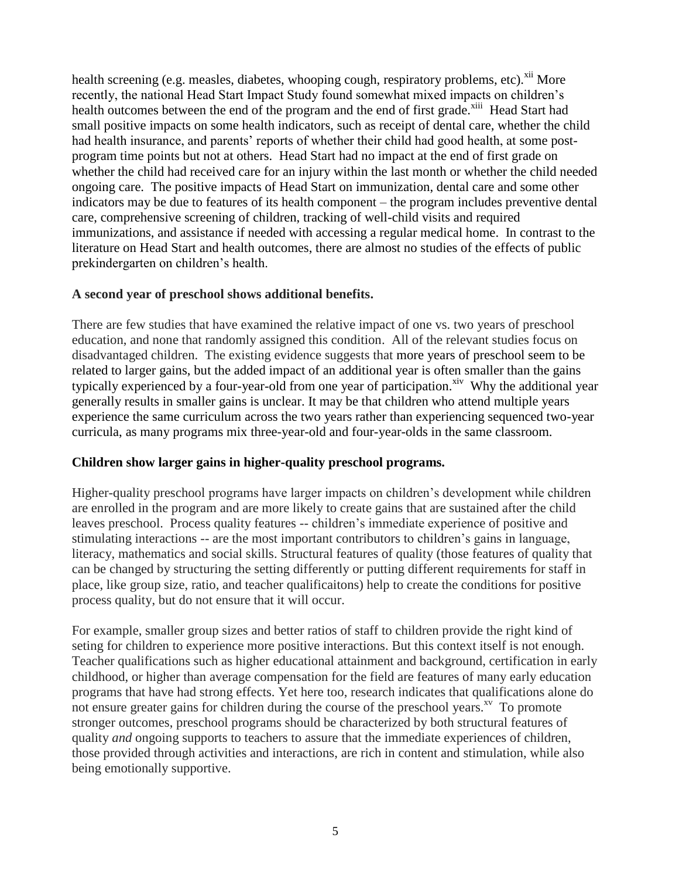health screening (e.g. measles, diabetes, whooping cough, respiratory problems, etc).[xii] More recently, the national Head Start Impact Study found somewhat mixed impacts on children's health outcomes between the end of the program and the end of first grade.[xiii] Head Start had small positive impacts on some health indicators, such as receipt of dental care, whether the child had health insurance, and parents' reports of whether their child had good health, at some post-program time points but not at others. Head Start had no impact at the end of first grade on whether the child had received care for an injury within the last month or whether the child needed ongoing care. The positive impacts of Head Start on immunization, dental care and some other indicators may be due to features of its health component – the program includes preventive dental care, comprehensive screening of children, tracking of well-child visits and required immunizations, and assistance if needed with accessing a regular medical home. In contrast to the literature on Head Start and health outcomes, there are almost no studies of the effects of public prekindergarten on children's health.

**A second year of preschool shows additional benefits.**

There are few studies that have examined the relative impact of one vs. two years of preschool education, and none that randomly assigned this condition. All of the relevant studies focus on disadvantaged children. The existing evidence suggests that more years of preschool seem to be related to larger gains, but the added impact of an additional year is often smaller than the gains typically experienced by a four-year-old from one year of participation.[xiv] Why the additional year generally results in smaller gains is unclear. It may be that children who attend multiple years experience the same curriculum across the two years rather than experiencing sequenced two-year curricula, as many programs mix three-year-old and four-year-olds in the same classroom.

**Children show larger gains in higher-quality preschool programs.**

Higher-quality preschool programs have larger impacts on children's development while children are enrolled in the program and are more likely to create gains that are sustained after the child leaves preschool. Process quality features -- children's immediate experience of positive and stimulating interactions -- are the most important contributors to children's gains in language, literacy, mathematics and social skills. Structural features of quality (those features of quality that can be changed by structuring the setting differently or putting different requirements for staff in place, like group size, ratio, and teacher qualificaitons) help to create the conditions for positive process quality, but do not ensure that it will occur.

For example, smaller group sizes and better ratios of staff to children provide the right kind of seting for children to experience more positive interactions. But this context itself is not enough. Teacher qualifications such as higher educational attainment and background, certification in early childhood, or higher than average compensation for the field are features of many early education programs that have had strong effects. Yet here too, research indicates that qualifications alone do not ensure greater gains for children during the course of the preschool years.[xv] To promote stronger outcomes, preschool programs should be characterized by both structural features of quality *and* ongoing supports to teachers to assure that the immediate experiences of children, those provided through activities and interactions, are rich in content and stimulation, while also being emotionally supportive.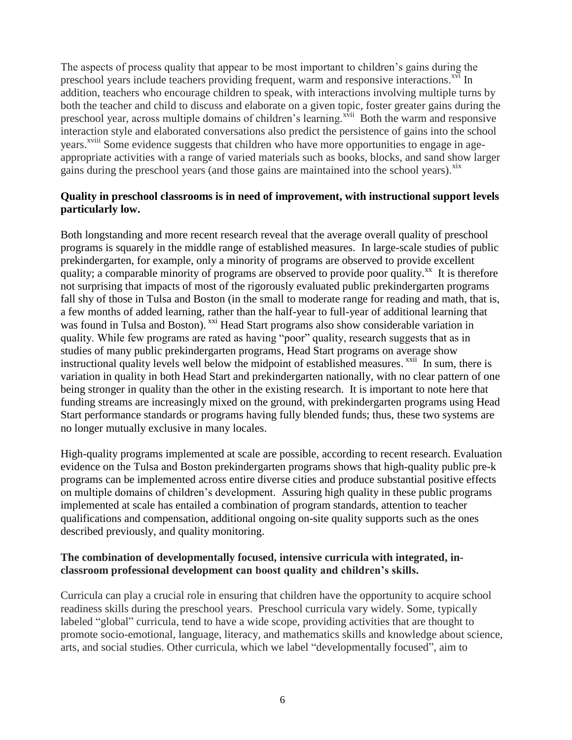The aspects of process quality that appear to be most important to children's gains during the preschool years include teachers providing frequent, warm and responsive interactions.[xvi] In addition, teachers who encourage children to speak, with interactions involving multiple turns by both the teacher and child to discuss and elaborate on a given topic, foster greater gains during the preschool year, across multiple domains of children's learning.[xvii] Both the warm and responsive interaction style and elaborated conversations also predict the persistence of gains into the school years.[xviii] Some evidence suggests that children who have more opportunities to engage in age-appropriate activities with a range of varied materials such as books, blocks, and sand show larger gains during the preschool years (and those gains are maintained into the school years).[xix]

**Quality in preschool classrooms is in need of improvement, with instructional support levels particularly low.**

Both longstanding and more recent research reveal that the average overall quality of preschool programs is squarely in the middle range of established measures. In large-scale studies of public prekindergarten, for example, only a minority of programs are observed to provide excellent quality; a comparable minority of programs are observed to provide poor quality.[xx] It is therefore not surprising that impacts of most of the rigorously evaluated public prekindergarten programs fall shy of those in Tulsa and Boston (in the small to moderate range for reading and math, that is, a few months of added learning, rather than the half-year to full-year of additional learning that was found in Tulsa and Boston).[xxi] Head Start programs also show considerable variation in quality. While few programs are rated as having "poor" quality, research suggests that as in studies of many public prekindergarten programs, Head Start programs on average show instructional quality levels well below the midpoint of established measures.[xxii] In sum, there is variation in quality in both Head Start and prekindergarten nationally, with no clear pattern of one being stronger in quality than the other in the existing research. It is important to note here that funding streams are increasingly mixed on the ground, with prekindergarten programs using Head Start performance standards or programs having fully blended funds; thus, these two systems are no longer mutually exclusive in many locales.

High-quality programs implemented at scale are possible, according to recent research. Evaluation evidence on the Tulsa and Boston prekindergarten programs shows that high-quality public pre-k programs can be implemented across entire diverse cities and produce substantial positive effects on multiple domains of children's development. Assuring high quality in these public programs implemented at scale has entailed a combination of program standards, attention to teacher qualifications and compensation, additional ongoing on-site quality supports such as the ones described previously, and quality monitoring.

**The combination of developmentally focused, intensive curricula with integrated, in-classroom professional development can boost quality and children's skills.**

Curricula can play a crucial role in ensuring that children have the opportunity to acquire school readiness skills during the preschool years. Preschool curricula vary widely. Some, typically labeled "global" curricula, tend to have a wide scope, providing activities that are thought to promote socio-emotional, language, literacy, and mathematics skills and knowledge about science, arts, and social studies. Other curricula, which we label "developmentally focused", aim to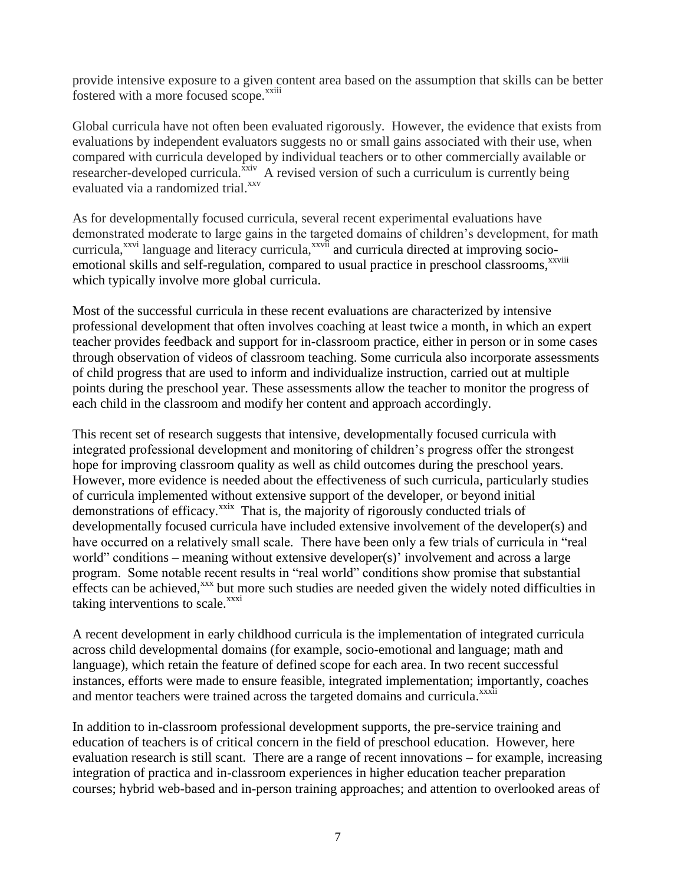provide intensive exposure to a given content area based on the assumption that skills can be better fostered with a more focused scope.[xxiii]

Global curricula have not often been evaluated rigorously. However, the evidence that exists from evaluations by independent evaluators suggests no or small gains associated with their use, when compared with curricula developed by individual teachers or to other commercially available or researcher-developed curricula.[xxiv] A revised version of such a curriculum is currently being evaluated via a randomized trial.[xxv]

As for developmentally focused curricula, several recent experimental evaluations have demonstrated moderate to large gains in the targeted domains of children's development, for math curricula,[xxvi] language and literacy curricula,[xxvii] and curricula directed at improving socio-emotional skills and self-regulation, compared to usual practice in preschool classrooms,[xxviii] which typically involve more global curricula.

Most of the successful curricula in these recent evaluations are characterized by intensive professional development that often involves coaching at least twice a month, in which an expert teacher provides feedback and support for in-classroom practice, either in person or in some cases through observation of videos of classroom teaching. Some curricula also incorporate assessments of child progress that are used to inform and individualize instruction, carried out at multiple points during the preschool year. These assessments allow the teacher to monitor the progress of each child in the classroom and modify her content and approach accordingly.

This recent set of research suggests that intensive, developmentally focused curricula with integrated professional development and monitoring of children's progress offer the strongest hope for improving classroom quality as well as child outcomes during the preschool years. However, more evidence is needed about the effectiveness of such curricula, particularly studies of curricula implemented without extensive support of the developer, or beyond initial demonstrations of efficacy.[xxix] That is, the majority of rigorously conducted trials of developmentally focused curricula have included extensive involvement of the developer(s) and have occurred on a relatively small scale. There have been only a few trials of curricula in "real world" conditions – meaning without extensive developer(s)' involvement and across a large program. Some notable recent results in "real world" conditions show promise that substantial effects can be achieved,[xxx] but more such studies are needed given the widely noted difficulties in taking interventions to scale.[xxxi]

A recent development in early childhood curricula is the implementation of integrated curricula across child developmental domains (for example, socio-emotional and language; math and language), which retain the feature of defined scope for each area. In two recent successful instances, efforts were made to ensure feasible, integrated implementation; importantly, coaches and mentor teachers were trained across the targeted domains and curricula.[xxxii]

In addition to in-classroom professional development supports, the pre-service training and education of teachers is of critical concern in the field of preschool education. However, here evaluation research is still scant. There are a range of recent innovations – for example, increasing integration of practica and in-classroom experiences in higher education teacher preparation courses; hybrid web-based and in-person training approaches; and attention to overlooked areas of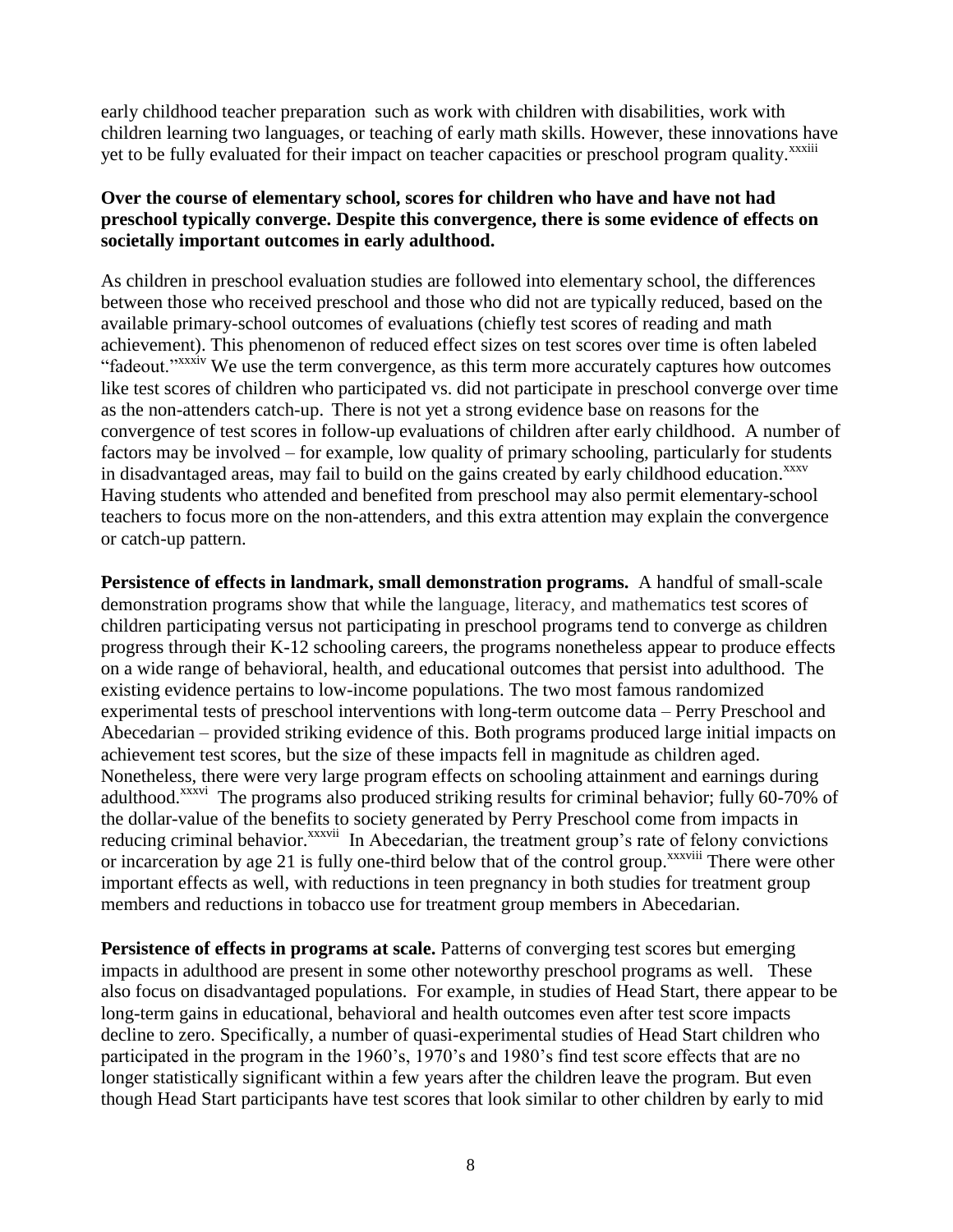early childhood teacher preparation such as work with children with disabilities, work with children learning two languages, or teaching of early math skills. However, these innovations have yet to be fully evaluated for their impact on teacher capacities or preschool program quality.[xxxiii]

**Over the course of elementary school, scores for children who have and have not had preschool typically converge. Despite this convergence, there is some evidence of effects on societally important outcomes in early adulthood.**

As children in preschool evaluation studies are followed into elementary school, the differences between those who received preschool and those who did not are typically reduced, based on the available primary-school outcomes of evaluations (chiefly test scores of reading and math achievement). This phenomenon of reduced effect sizes on test scores over time is often labeled "fadeout."[xxxiv] We use the term convergence, as this term more accurately captures how outcomes like test scores of children who participated vs. did not participate in preschool converge over time as the non-attenders catch-up. There is not yet a strong evidence base on reasons for the convergence of test scores in follow-up evaluations of children after early childhood. A number of factors may be involved – for example, low quality of primary schooling, particularly for students in disadvantaged areas, may fail to build on the gains created by early childhood education.[xxxv] Having students who attended and benefited from preschool may also permit elementary-school teachers to focus more on the non-attenders, and this extra attention may explain the convergence or catch-up pattern.

**Persistence of effects in landmark, small demonstration programs.** A handful of small-scale demonstration programs show that while the language, literacy, and mathematics test scores of children participating versus not participating in preschool programs tend to converge as children progress through their K-12 schooling careers, the programs nonetheless appear to produce effects on a wide range of behavioral, health, and educational outcomes that persist into adulthood. The existing evidence pertains to low-income populations. The two most famous randomized experimental tests of preschool interventions with long-term outcome data – Perry Preschool and Abecedarian – provided striking evidence of this. Both programs produced large initial impacts on achievement test scores, but the size of these impacts fell in magnitude as children aged. Nonetheless, there were very large program effects on schooling attainment and earnings during adulthood.[xxxvi] The programs also produced striking results for criminal behavior; fully 60-70% of the dollar-value of the benefits to society generated by Perry Preschool come from impacts in reducing criminal behavior.[xxxvii] In Abecedarian, the treatment group's rate of felony convictions or incarceration by age 21 is fully one-third below that of the control group.[xxxviii] There were other important effects as well, with reductions in teen pregnancy in both studies for treatment group members and reductions in tobacco use for treatment group members in Abecedarian.

**Persistence of effects in programs at scale.** Patterns of converging test scores but emerging impacts in adulthood are present in some other noteworthy preschool programs as well. These also focus on disadvantaged populations. For example, in studies of Head Start, there appear to be long-term gains in educational, behavioral and health outcomes even after test score impacts decline to zero. Specifically, a number of quasi-experimental studies of Head Start children who participated in the program in the 1960's, 1970's and 1980's find test score effects that are no longer statistically significant within a few years after the children leave the program. But even though Head Start participants have test scores that look similar to other children by early to mid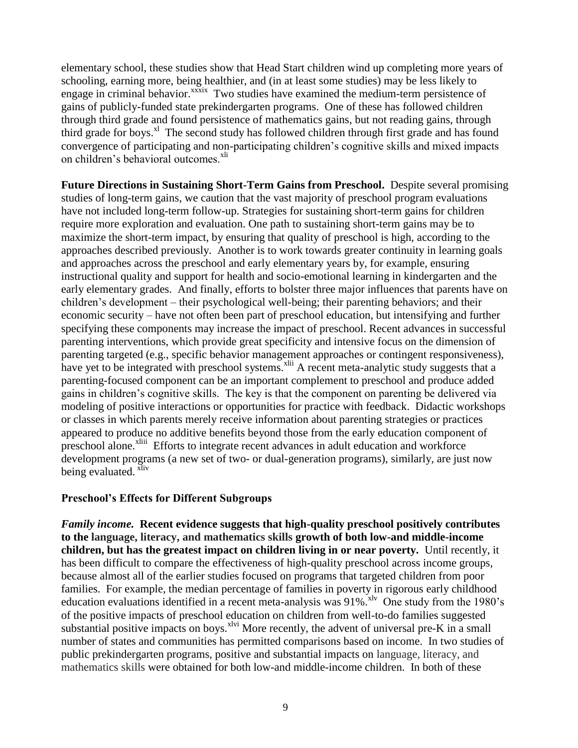elementary school, these studies show that Head Start children wind up completing more years of schooling, earning more, being healthier, and (in at least some studies) may be less likely to engage in criminal behavior.[xxxix] Two studies have examined the medium-term persistence of gains of publicly-funded state prekindergarten programs. One of these has followed children through third grade and found persistence of mathematics gains, but not reading gains, through third grade for boys.[xl] The second study has followed children through first grade and has found convergence of participating and non-participating children's cognitive skills and mixed impacts on children's behavioral outcomes.[xli]

**Future Directions in Sustaining Short-Term Gains from Preschool.** Despite several promising studies of long-term gains, we caution that the vast majority of preschool program evaluations have not included long-term follow-up. Strategies for sustaining short-term gains for children require more exploration and evaluation. One path to sustaining short-term gains may be to maximize the short-term impact, by ensuring that quality of preschool is high, according to the approaches described previously. Another is to work towards greater continuity in learning goals and approaches across the preschool and early elementary years by, for example, ensuring instructional quality and support for health and socio-emotional learning in kindergarten and the early elementary grades. And finally, efforts to bolster three major influences that parents have on children's development – their psychological well-being; their parenting behaviors; and their economic security – have not often been part of preschool education, but intensifying and further specifying these components may increase the impact of preschool. Recent advances in successful parenting interventions, which provide great specificity and intensive focus on the dimension of parenting targeted (e.g., specific behavior management approaches or contingent responsiveness), have yet to be integrated with preschool systems.[xlii] A recent meta-analytic study suggests that a parenting-focused component can be an important complement to preschool and produce added gains in children's cognitive skills. The key is that the component on parenting be delivered via modeling of positive interactions or opportunities for practice with feedback. Didactic workshops or classes in which parents merely receive information about parenting strategies or practices appeared to produce no additive benefits beyond those from the early education component of preschool alone.[xliii] Efforts to integrate recent advances in adult education and workforce development programs (a new set of two- or dual-generation programs), similarly, are just now being evaluated.[xliv]

### Preschool's Effects for Different Subgroups

***Family income.*** **Recent evidence suggests that high-quality preschool positively contributes to the language, literacy, and mathematics skills growth of both low-and middle-income children, but has the greatest impact on children living in or near poverty.** Until recently, it has been difficult to compare the effectiveness of high-quality preschool across income groups, because almost all of the earlier studies focused on programs that targeted children from poor families. For example, the median percentage of families in poverty in rigorous early childhood education evaluations identified in a recent meta-analysis was 91%.[xlv] One study from the 1980's of the positive impacts of preschool education on children from well-to-do families suggested substantial positive impacts on boys.[xlvi] More recently, the advent of universal pre-K in a small number of states and communities has permitted comparisons based on income. In two studies of public prekindergarten programs, positive and substantial impacts on language, literacy, and mathematics skills were obtained for both low-and middle-income children. In both of these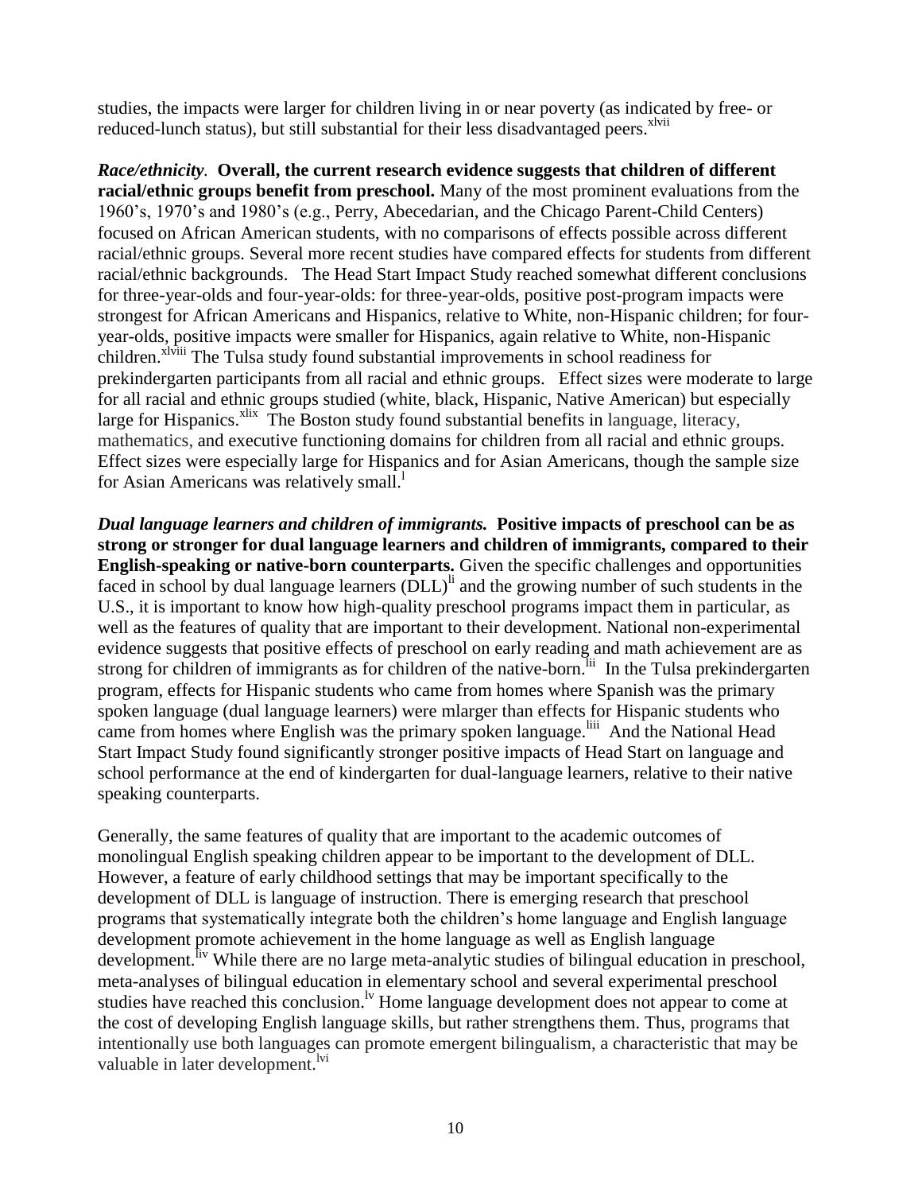studies, the impacts were larger for children living in or near poverty (as indicated by free- or reduced-lunch status), but still substantial for their less disadvantaged peers.[xlvii]

***Race/ethnicity*.** **Overall, the current research evidence suggests that children of different racial/ethnic groups benefit from preschool.** Many of the most prominent evaluations from the 1960's, 1970's and 1980's (e.g., Perry, Abecedarian, and the Chicago Parent-Child Centers) focused on African American students, with no comparisons of effects possible across different racial/ethnic groups. Several more recent studies have compared effects for students from different racial/ethnic backgrounds. The Head Start Impact Study reached somewhat different conclusions for three-year-olds and four-year-olds: for three-year-olds, positive post-program impacts were strongest for African Americans and Hispanics, relative to White, non-Hispanic children; for four-year-olds, positive impacts were smaller for Hispanics, again relative to White, non-Hispanic children.[xlviii] The Tulsa study found substantial improvements in school readiness for prekindergarten participants from all racial and ethnic groups. Effect sizes were moderate to large for all racial and ethnic groups studied (white, black, Hispanic, Native American) but especially large for Hispanics.[xlix] The Boston study found substantial benefits in language, literacy, mathematics, and executive functioning domains for children from all racial and ethnic groups. Effect sizes were especially large for Hispanics and for Asian Americans, though the sample size for Asian Americans was relatively small.[l]

***Dual language learners and children of immigrants.*** **Positive impacts of preschool can be as strong or stronger for dual language learners and children of immigrants, compared to their English-speaking or native-born counterparts.** Given the specific challenges and opportunities faced in school by dual language learners (DLL)[li] and the growing number of such students in the U.S., it is important to know how high-quality preschool programs impact them in particular, as well as the features of quality that are important to their development. National non-experimental evidence suggests that positive effects of preschool on early reading and math achievement are as strong for children of immigrants as for children of the native-born.[lii] In the Tulsa prekindergarten program, effects for Hispanic students who came from homes where Spanish was the primary spoken language (dual language learners) were mlarger than effects for Hispanic students who came from homes where English was the primary spoken language.[liii] And the National Head Start Impact Study found significantly stronger positive impacts of Head Start on language and school performance at the end of kindergarten for dual-language learners, relative to their native speaking counterparts.

Generally, the same features of quality that are important to the academic outcomes of monolingual English speaking children appear to be important to the development of DLL. However, a feature of early childhood settings that may be important specifically to the development of DLL is language of instruction. There is emerging research that preschool programs that systematically integrate both the children's home language and English language development promote achievement in the home language as well as English language development.[liv] While there are no large meta-analytic studies of bilingual education in preschool, meta-analyses of bilingual education in elementary school and several experimental preschool studies have reached this conclusion.[lv] Home language development does not appear to come at the cost of developing English language skills, but rather strengthens them. Thus, programs that intentionally use both languages can promote emergent bilingualism, a characteristic that may be valuable in later development.[lvi]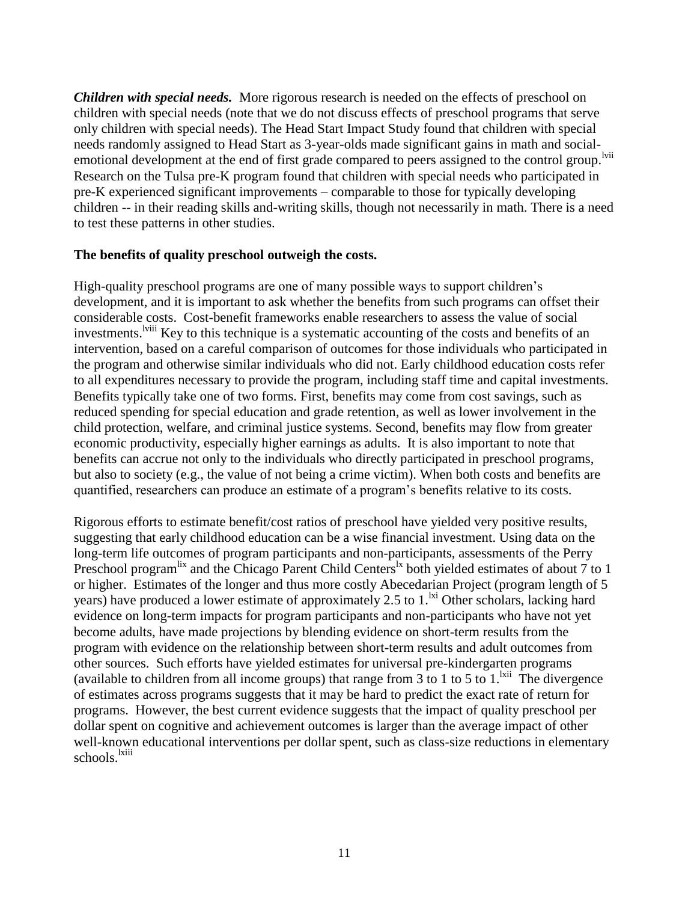***Children with special needs.*** More rigorous research is needed on the effects of preschool on children with special needs (note that we do not discuss effects of preschool programs that serve only children with special needs). The Head Start Impact Study found that children with special needs randomly assigned to Head Start as 3-year-olds made significant gains in math and social-emotional development at the end of first grade compared to peers assigned to the control group.[lvii] Research on the Tulsa pre-K program found that children with special needs who participated in pre-K experienced significant improvements – comparable to those for typically developing children -- in their reading skills and-writing skills, though not necessarily in math. There is a need to test these patterns in other studies.

**The benefits of quality preschool outweigh the costs.**

High-quality preschool programs are one of many possible ways to support children's development, and it is important to ask whether the benefits from such programs can offset their considerable costs. Cost-benefit frameworks enable researchers to assess the value of social investments.[lviii] Key to this technique is a systematic accounting of the costs and benefits of an intervention, based on a careful comparison of outcomes for those individuals who participated in the program and otherwise similar individuals who did not. Early childhood education costs refer to all expenditures necessary to provide the program, including staff time and capital investments. Benefits typically take one of two forms. First, benefits may come from cost savings, such as reduced spending for special education and grade retention, as well as lower involvement in the child protection, welfare, and criminal justice systems. Second, benefits may flow from greater economic productivity, especially higher earnings as adults. It is also important to note that benefits can accrue not only to the individuals who directly participated in preschool programs, but also to society (e.g., the value of not being a crime victim). When both costs and benefits are quantified, researchers can produce an estimate of a program's benefits relative to its costs.

Rigorous efforts to estimate benefit/cost ratios of preschool have yielded very positive results, suggesting that early childhood education can be a wise financial investment. Using data on the long-term life outcomes of program participants and non-participants, assessments of the Perry Preschool program[lix] and the Chicago Parent Child Centers[lx] both yielded estimates of about 7 to 1 or higher. Estimates of the longer and thus more costly Abecedarian Project (program length of 5 years) have produced a lower estimate of approximately 2.5 to 1.[lxi] Other scholars, lacking hard evidence on long-term impacts for program participants and non-participants who have not yet become adults, have made projections by blending evidence on short-term results from the program with evidence on the relationship between short-term results and adult outcomes from other sources. Such efforts have yielded estimates for universal pre-kindergarten programs (available to children from all income groups) that range from 3 to 1 to 5 to 1.[lxii] The divergence of estimates across programs suggests that it may be hard to predict the exact rate of return for programs. However, the best current evidence suggests that the impact of quality preschool per dollar spent on cognitive and achievement outcomes is larger than the average impact of other well-known educational interventions per dollar spent, such as class-size reductions in elementary schools.[lxiii]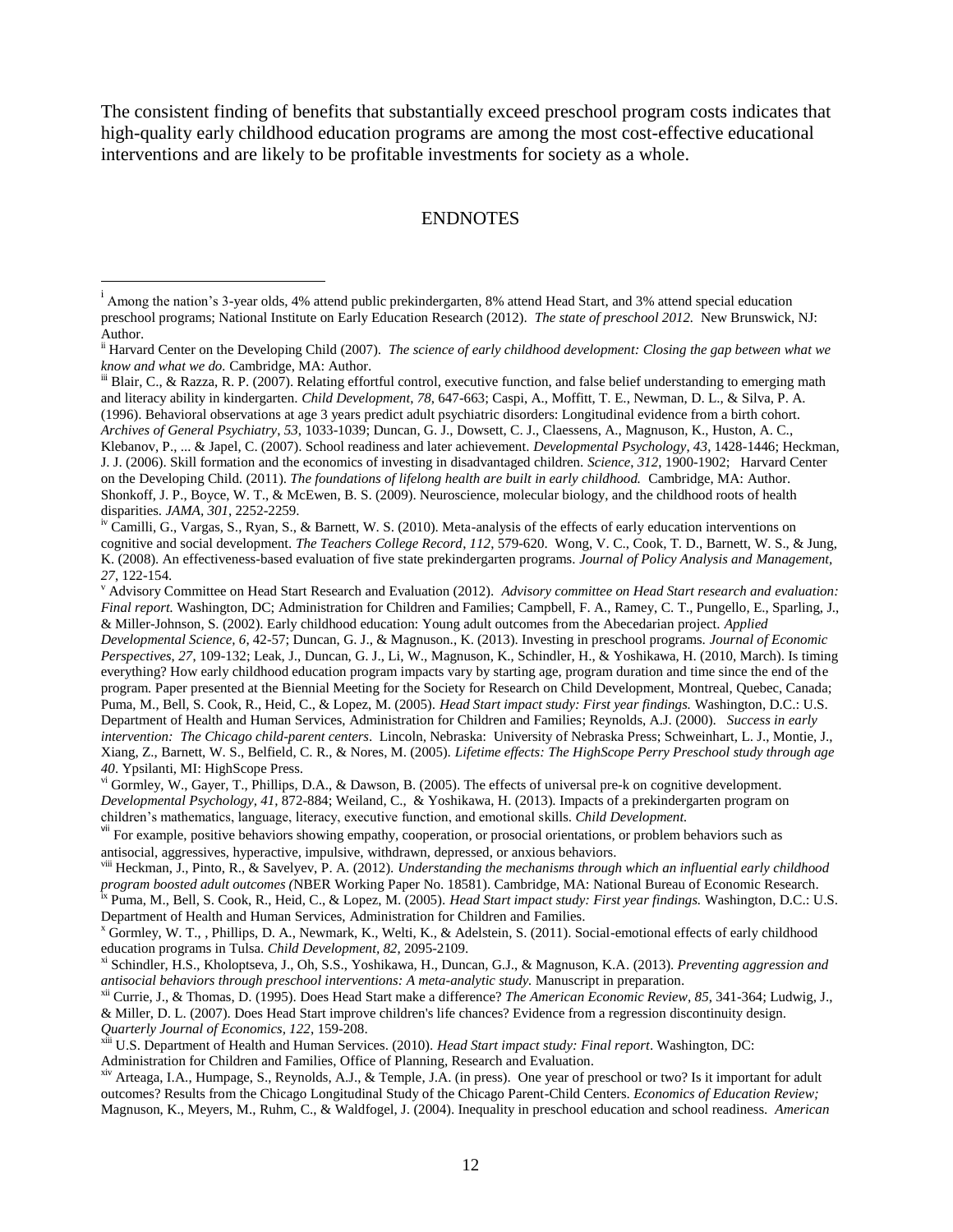The consistent finding of benefits that substantially exceed preschool program costs indicates that high-quality early childhood education programs are among the most cost-effective educational interventions and are likely to be profitable investments for society as a whole.

## ENDNOTES

[i] Among the nation's 3-year olds, 4% attend public prekindergarten, 8% attend Head Start, and 3% attend special education preschool programs; National Institute on Early Education Research (2012). *The state of preschool 2012.* New Brunswick, NJ: Author.

[ii] Harvard Center on the Developing Child (2007). *The science of early childhood development: Closing the gap between what we know and what we do.* Cambridge, MA: Author.

[iii] Blair, C., & Razza, R. P. (2007). Relating effortful control, executive function, and false belief understanding to emerging math and literacy ability in kindergarten. *Child Development, 78,* 647-663; Caspi, A., Moffitt, T. E., Newman, D. L., & Silva, P. A. (1996). Behavioral observations at age 3 years predict adult psychiatric disorders: Longitudinal evidence from a birth cohort. *Archives of General Psychiatry, 53,* 1033-1039; Duncan, G. J., Dowsett, C. J., Claessens, A., Magnuson, K., Huston, A. C., Klebanov, P., ... & Japel, C. (2007). School readiness and later achievement. *Developmental Psychology, 43,* 1428-1446; Heckman, J. J. (2006). Skill formation and the economics of investing in disadvantaged children. *Science, 312,* 1900-1902; Harvard Center on the Developing Child. (2011). *The foundations of lifelong health are built in early childhood.* Cambridge, MA: Author. Shonkoff, J. P., Boyce, W. T., & McEwen, B. S. (2009). Neuroscience, molecular biology, and the childhood roots of health disparities. *JAMA, 301,* 2252-2259.

[iv] Camilli, G., Vargas, S., Ryan, S., & Barnett, W. S. (2010). Meta-analysis of the effects of early education interventions on cognitive and social development. *The Teachers College Record, 112,* 579-620. Wong, V. C., Cook, T. D., Barnett, W. S., & Jung, K. (2008). An effectiveness-based evaluation of five state prekindergarten programs. *Journal of Policy Analysis and Management, 27,* 122-154.

[v] Advisory Committee on Head Start Research and Evaluation (2012). *Advisory committee on Head Start research and evaluation: Final report.* Washington, DC; Administration for Children and Families; Campbell, F. A., Ramey, C. T., Pungello, E., Sparling, J., & Miller-Johnson, S. (2002). Early childhood education: Young adult outcomes from the Abecedarian project. *Applied Developmental Science, 6,* 42-57; Duncan, G. J., & Magnuson., K. (2013). Investing in preschool programs. *Journal of Economic Perspectives, 27,* 109-132; Leak, J., Duncan, G. J., Li, W., Magnuson, K., Schindler, H., & Yoshikawa, H. (2010, March). Is timing everything? How early childhood education program impacts vary by starting age, program duration and time since the end of the program. Paper presented at the Biennial Meeting for the Society for Research on Child Development, Montreal, Quebec, Canada; Puma, M., Bell, S. Cook, R., Heid, C., & Lopez, M. (2005). *Head Start impact study: First year findings.* Washington, D.C.: U.S. Department of Health and Human Services, Administration for Children and Families; Reynolds, A.J. (2000). *Success in early intervention: The Chicago child-parent centers*. Lincoln, Nebraska: University of Nebraska Press; Schweinhart, L. J., Montie, J., Xiang, Z., Barnett, W. S., Belfield, C. R., & Nores, M. (2005). *Lifetime effects: The HighScope Perry Preschool study through age 40*. Ypsilanti, MI: HighScope Press.

[vi] Gormley, W., Gayer, T., Phillips, D.A., & Dawson, B. (2005). The effects of universal pre-k on cognitive development. *Developmental Psychology, 41,* 872-884; Weiland, C., & Yoshikawa, H. (2013). Impacts of a prekindergarten program on children's mathematics, language, literacy, executive function, and emotional skills. *Child Development.*

[vii] For example, positive behaviors showing empathy, cooperation, or prosocial orientations, or problem behaviors such as antisocial, aggressives, hyperactive, impulsive, withdrawn, depressed, or anxious behaviors.

[viii] Heckman, J., Pinto, R., & Savelyev, P. A. (2012). *Understanding the mechanisms through which an influential early childhood program boosted adult outcomes (*NBER Working Paper No. 18581). Cambridge, MA: National Bureau of Economic Research.

[ix] Puma, M., Bell, S. Cook, R., Heid, C., & Lopez, M. (2005). *Head Start impact study: First year findings.* Washington, D.C.: U.S. Department of Health and Human Services, Administration for Children and Families.

[x] Gormley, W. T., , Phillips, D. A., Newmark, K., Welti, K., & Adelstein, S. (2011). Social-emotional effects of early childhood education programs in Tulsa. *Child Development, 82,* 2095-2109.

[xi] Schindler, H.S., Kholoptseva, J., Oh, S.S., Yoshikawa, H., Duncan, G.J., & Magnuson, K.A. (2013). *Preventing aggression and antisocial behaviors through preschool interventions: A meta-analytic study.* Manuscript in preparation.

[xii] Currie, J., & Thomas, D. (1995). Does Head Start make a difference? *The American Economic Review, 85,* 341-364; Ludwig, J., & Miller, D. L. (2007). Does Head Start improve children's life chances? Evidence from a regression discontinuity design. *Quarterly Journal of Economics, 122,* 159-208.

[xiii] U.S. Department of Health and Human Services. (2010). *Head Start impact study: Final report*. Washington, DC: Administration for Children and Families, Office of Planning, Research and Evaluation.

[xiv] Arteaga, I.A., Humpage, S., Reynolds, A.J., & Temple, J.A. (in press). One year of preschool or two? Is it important for adult outcomes? Results from the Chicago Longitudinal Study of the Chicago Parent-Child Centers. *Economics of Education Review;* Magnuson, K., Meyers, M., Ruhm, C., & Waldfogel, J. (2004). Inequality in preschool education and school readiness. *American*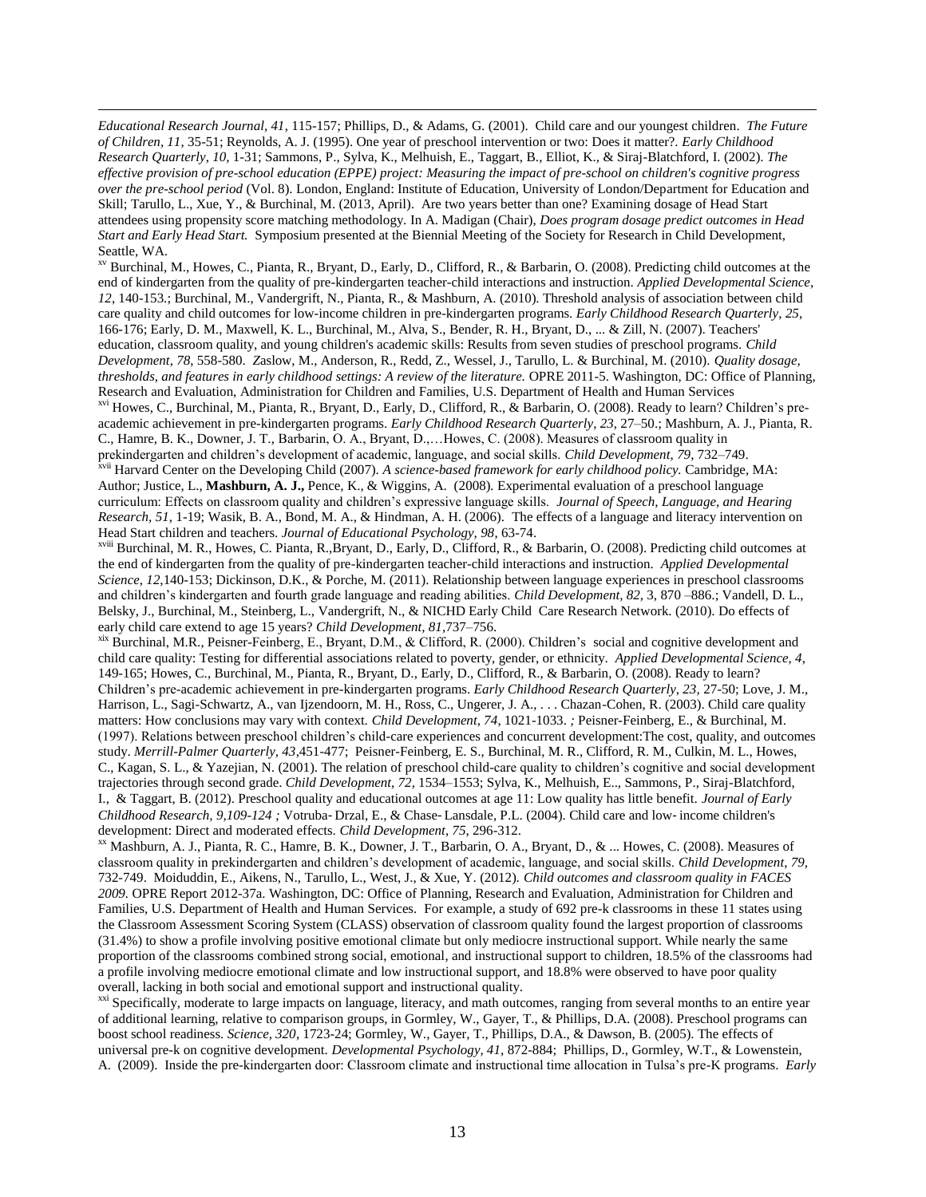*Educational Research Journal*, *41*, 115-157; Phillips, D., & Adams, G. (2001). Child care and our youngest children. *The Future of Children*, *11*, 35-51; Reynolds, A. J. (1995). One year of preschool intervention or two: Does it matter?. *Early Childhood Research Quarterly*, *10*, 1-31; Sammons, P., Sylva, K., Melhuish, E., Taggart, B., Elliot, K., & Siraj-Blatchford, I. (2002). *The effective provision of pre-school education (EPPE) project: Measuring the impact of pre-school on children's cognitive progress over the pre-school period* (Vol. 8). London, England: Institute of Education, University of London/Department for Education and Skill; Tarullo, L., Xue, Y., & Burchinal, M. (2013, April). Are two years better than one? Examining dosage of Head Start attendees using propensity score matching methodology. In A. Madigan (Chair), *Does program dosage predict outcomes in Head Start and Early Head Start.* Symposium presented at the Biennial Meeting of the Society for Research in Child Development, Seattle, WA.

[xv] Burchinal, M., Howes, C., Pianta, R., Bryant, D., Early, D., Clifford, R., & Barbarin, O. (2008). Predicting child outcomes at the end of kindergarten from the quality of pre-kindergarten teacher-child interactions and instruction. *Applied Developmental Science*, *12*, 140-153.; Burchinal, M., Vandergrift, N., Pianta, R., & Mashburn, A. (2010). Threshold analysis of association between child care quality and child outcomes for low-income children in pre-kindergarten programs. *Early Childhood Research Quarterly*, *25*, 166-176; Early, D. M., Maxwell, K. L., Burchinal, M., Alva, S., Bender, R. H., Bryant, D., ... & Zill, N. (2007). Teachers' education, classroom quality, and young children's academic skills: Results from seven studies of preschool programs. *Child Development*, *78*, 558-580. Zaslow, M., Anderson, R., Redd, Z., Wessel, J., Tarullo, L. & Burchinal, M. (2010). *Quality dosage, thresholds, and features in early childhood settings: A review of the literature.* OPRE 2011-5. Washington, DC: Office of Planning, Research and Evaluation, Administration for Children and Families, U.S. Department of Health and Human Services

[xvi] Howes, C., Burchinal, M., Pianta, R., Bryant, D., Early, D., Clifford, R., & Barbarin, O. (2008). Ready to learn? Children's pre-academic achievement in pre-kindergarten programs. *Early Childhood Research Quarterly*, *23*, 27–50.; Mashburn, A. J., Pianta, R. C., Hamre, B. K., Downer, J. T., Barbarin, O. A., Bryant, D.,…Howes, C. (2008). Measures of classroom quality in prekindergarten and children's development of academic, language, and social skills. *Child Development*, *79*, 732–749.

[xvii] Harvard Center on the Developing Child (2007). *A science-based framework for early childhood policy.* Cambridge, MA: Author; Justice, L., **Mashburn, A. J.,** Pence, K., & Wiggins, A. (2008). Experimental evaluation of a preschool language curriculum: Effects on classroom quality and children's expressive language skills. *Journal of Speech, Language, and Hearing Research, 51*, 1-19; Wasik, B. A., Bond, M. A., & Hindman, A. H. (2006). The effects of a language and literacy intervention on Head Start children and teachers. *Journal of Educational Psychology*, *98*, 63-74.

[xviii] Burchinal, M. R., Howes, C. Pianta, R.,Bryant, D., Early, D., Clifford, R., & Barbarin, O. (2008). Predicting child outcomes at the end of kindergarten from the quality of pre-kindergarten teacher-child interactions and instruction. *Applied Developmental Science*, *12*,140-153; Dickinson, D.K., & Porche, M. (2011). Relationship between language experiences in preschool classrooms and children's kindergarten and fourth grade language and reading abilities. *Child Development, 82*, 3, 870 –886.; Vandell, D. L., Belsky, J., Burchinal, M., Steinberg, L., Vandergrift, N., & NICHD Early Child Care Research Network. (2010). Do effects of early child care extend to age 15 years? *Child Development, 81*,737–756.

[xix] Burchinal, M.R., Peisner-Feinberg, E., Bryant, D.M., & Clifford, R. (2000). Children's social and cognitive development and child care quality: Testing for differential associations related to poverty, gender, or ethnicity. *Applied Developmental Science, 4*, 149-165; Howes, C., Burchinal, M., Pianta, R., Bryant, D., Early, D., Clifford, R., & Barbarin, O. (2008). Ready to learn? Children's pre-academic achievement in pre-kindergarten programs. *Early Childhood Research Quarterly, 23,* 27-50; Love, J. M., Harrison, L., Sagi-Schwartz, A., van Ijzendoorn, M. H., Ross, C., Ungerer, J. A., . . . Chazan-Cohen, R. (2003). Child care quality matters: How conclusions may vary with context. *Child Development, 74,* 1021-1033. *;* Peisner-Feinberg, E., & Burchinal, M. (1997). Relations between preschool children's child-care experiences and concurrent development:The cost, quality, and outcomes study. *Merrill-Palmer Quarterly, 43,*451-477; Peisner-Feinberg, E. S., Burchinal, M. R., Clifford, R. M., Culkin, M. L., Howes, C., Kagan, S. L., & Yazejian, N. (2001). The relation of preschool child-care quality to children's cognitive and social development trajectories through second grade. *Child Development, 72,* 1534–1553; Sylva, K., Melhuish, E.., Sammons, P., Siraj-Blatchford, I., & Taggart, B. (2012). Preschool quality and educational outcomes at age 11: Low quality has little benefit. *Journal of Early Childhood Research, 9,109-124 ;* Votruba‐Drzal, E., & Chase‐Lansdale, P.L. (2004). Child care and low‐income children's development: Direct and moderated effects. *Child Development, 75,* 296-312.

[xx] Mashburn, A. J., Pianta, R. C., Hamre, B. K., Downer, J. T., Barbarin, O. A., Bryant, D., & ... Howes, C. (2008). Measures of classroom quality in prekindergarten and children's development of academic, language, and social skills. *Child Development*, *79*, 732-749. Moiduddin, E., Aikens, N., Tarullo, L., West, J., & Xue, Y. (2012). *Child outcomes and classroom quality in FACES 2009.* OPRE Report 2012-37a. Washington, DC: Office of Planning, Research and Evaluation, Administration for Children and Families, U.S. Department of Health and Human Services. For example, a study of 692 pre-k classrooms in these 11 states using the Classroom Assessment Scoring System (CLASS) observation of classroom quality found the largest proportion of classrooms (31.4%) to show a profile involving positive emotional climate but only mediocre instructional support. While nearly the same proportion of the classrooms combined strong social, emotional, and instructional support to children, 18.5% of the classrooms had a profile involving mediocre emotional climate and low instructional support, and 18.8% were observed to have poor quality overall, lacking in both social and emotional support and instructional quality.

[xxi] Specifically, moderate to large impacts on language, literacy, and math outcomes, ranging from several months to an entire year of additional learning, relative to comparison groups, in Gormley, W., Gayer, T., & Phillips, D.A. (2008). Preschool programs can boost school readiness. *Science, 320,* 1723-24; Gormley, W., Gayer, T., Phillips, D.A., & Dawson, B. (2005). The effects of universal pre-k on cognitive development. *Developmental Psychology, 41,* 872-884; Phillips, D., Gormley, W.T., & Lowenstein, A. (2009). Inside the pre-kindergarten door: Classroom climate and instructional time allocation in Tulsa's pre-K programs. *Early*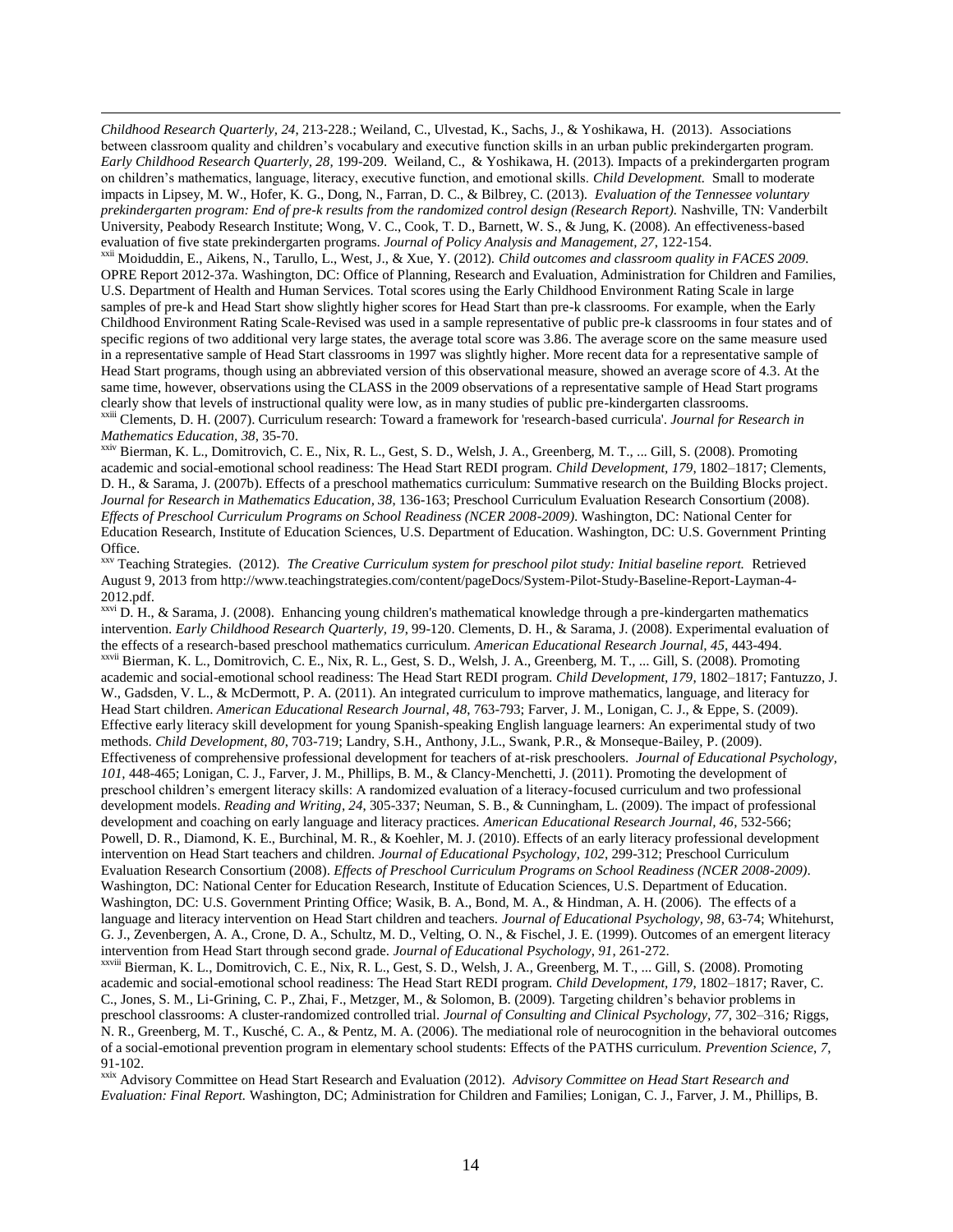*Childhood Research Quarterly, 24*, 213-228.; Weiland, C., Ulvestad, K., Sachs, J., & Yoshikawa, H. (2013). Associations between classroom quality and children's vocabulary and executive function skills in an urban public prekindergarten program. *Early Childhood Research Quarterly, 28,* 199-209. Weiland, C., & Yoshikawa, H. (2013). Impacts of a prekindergarten program on children's mathematics, language, literacy, executive function, and emotional skills. *Child Development.* Small to moderate impacts in Lipsey, M. W., Hofer, K. G., Dong, N., Farran, D. C., & Bilbrey, C. (2013). *Evaluation of the Tennessee voluntary prekindergarten program: End of pre-k results from the randomized control design (Research Report).* Nashville, TN: Vanderbilt University, Peabody Research Institute; Wong, V. C., Cook, T. D., Barnett, W. S., & Jung, K. (2008). An effectiveness-based evaluation of five state prekindergarten programs. *Journal of Policy Analysis and Management, 27*, 122-154.

[xxii] Moiduddin, E., Aikens, N., Tarullo, L., West, J., & Xue, Y. (2012). *Child outcomes and classroom quality in FACES 2009.* OPRE Report 2012-37a. Washington, DC: Office of Planning, Research and Evaluation, Administration for Children and Families, U.S. Department of Health and Human Services. Total scores using the Early Childhood Environment Rating Scale in large samples of pre-k and Head Start show slightly higher scores for Head Start than pre-k classrooms. For example, when the Early Childhood Environment Rating Scale-Revised was used in a sample representative of public pre-k classrooms in four states and of specific regions of two additional very large states, the average total score was 3.86. The average score on the same measure used in a representative sample of Head Start classrooms in 1997 was slightly higher. More recent data for a representative sample of Head Start programs, though using an abbreviated version of this observational measure, showed an average score of 4.3. At the same time, however, observations using the CLASS in the 2009 observations of a representative sample of Head Start programs clearly show that levels of instructional quality were low, as in many studies of public pre-kindergarten classrooms.

[xxiii] Clements, D. H. (2007). Curriculum research: Toward a framework for 'research-based curricula'. *Journal for Research in Mathematics Education, 38*, 35-70.

[xxiv] Bierman, K. L., Domitrovich, C. E., Nix, R. L., Gest, S. D., Welsh, J. A., Greenberg, M. T., ... Gill, S. (2008). Promoting academic and social-emotional school readiness: The Head Start REDI program. *Child Development, 179*, 1802–1817; Clements, D. H., & Sarama, J. (2007b). Effects of a preschool mathematics curriculum: Summative research on the Building Blocks project. *Journal for Research in Mathematics Education, 38*, 136-163; Preschool Curriculum Evaluation Research Consortium (2008). *Effects of Preschool Curriculum Programs on School Readiness (NCER 2008-2009)*. Washington, DC: National Center for Education Research, Institute of Education Sciences, U.S. Department of Education. Washington, DC: U.S. Government Printing Office.

[xxv] Teaching Strategies. (2012). *The Creative Curriculum system for preschool pilot study: Initial baseline report.* Retrieved August 9, 2013 from http://www.teachingstrategies.com/content/pageDocs/System-Pilot-Study-Baseline-Report-Layman-4-2012.pdf.

[xxvi] D. H., & Sarama, J. (2008). Enhancing young children's mathematical knowledge through a pre-kindergarten mathematics intervention. *Early Childhood Research Quarterly, 19*, 99-120. Clements, D. H., & Sarama, J. (2008). Experimental evaluation of the effects of a research-based preschool mathematics curriculum. *American Educational Research Journal, 45*, 443-494.

[xxvii] Bierman, K. L., Domitrovich, C. E., Nix, R. L., Gest, S. D., Welsh, J. A., Greenberg, M. T., ... Gill, S. (2008). Promoting academic and social-emotional school readiness: The Head Start REDI program. *Child Development, 179*, 1802–1817; Fantuzzo, J. W., Gadsden, V. L., & McDermott, P. A. (2011). An integrated curriculum to improve mathematics, language, and literacy for Head Start children. *American Educational Research Journal, 48*, 763-793; Farver, J. M., Lonigan, C. J., & Eppe, S. (2009). Effective early literacy skill development for young Spanish-speaking English language learners: An experimental study of two methods. *Child Development, 80*, 703-719; Landry, S.H., Anthony, J.L., Swank, P.R., & Monseque-Bailey, P. (2009). Effectiveness of comprehensive professional development for teachers of at-risk preschoolers. *Journal of Educational Psychology, 101*, 448-465; Lonigan, C. J., Farver, J. M., Phillips, B. M., & Clancy-Menchetti, J. (2011). Promoting the development of preschool children's emergent literacy skills: A randomized evaluation of a literacy-focused curriculum and two professional development models. *Reading and Writing, 24*, 305-337; Neuman, S. B., & Cunningham, L. (2009). The impact of professional development and coaching on early language and literacy practices. *American Educational Research Journal, 46*, 532-566; Powell, D. R., Diamond, K. E., Burchinal, M. R., & Koehler, M. J. (2010). Effects of an early literacy professional development intervention on Head Start teachers and children. *Journal of Educational Psychology, 102*, 299-312; Preschool Curriculum Evaluation Research Consortium (2008). *Effects of Preschool Curriculum Programs on School Readiness (NCER 2008-2009)*. Washington, DC: National Center for Education Research, Institute of Education Sciences, U.S. Department of Education. Washington, DC: U.S. Government Printing Office; Wasik, B. A., Bond, M. A., & Hindman, A. H. (2006). The effects of a language and literacy intervention on Head Start children and teachers. *Journal of Educational Psychology, 98*, 63-74; Whitehurst, G. J., Zevenbergen, A. A., Crone, D. A., Schultz, M. D., Velting, O. N., & Fischel, J. E. (1999). Outcomes of an emergent literacy intervention from Head Start through second grade. *Journal of Educational Psychology, 91*, 261-272.

[xxviii] Bierman, K. L., Domitrovich, C. E., Nix, R. L., Gest, S. D., Welsh, J. A., Greenberg, M. T., ... Gill, S. (2008). Promoting academic and social-emotional school readiness: The Head Start REDI program. *Child Development, 179*, 1802–1817; Raver, C. C., Jones, S. M., Li-Grining, C. P., Zhai, F., Metzger, M., & Solomon, B. (2009). Targeting children's behavior problems in preschool classrooms: A cluster-randomized controlled trial. *Journal of Consulting and Clinical Psychology, 77*, 302–316*;* Riggs, N. R., Greenberg, M. T., Kusché, C. A., & Pentz, M. A. (2006). The mediational role of neurocognition in the behavioral outcomes of a social-emotional prevention program in elementary school students: Effects of the PATHS curriculum. *Prevention Science*, *7*, 91-102.

[xxix] Advisory Committee on Head Start Research and Evaluation (2012). *Advisory Committee on Head Start Research and Evaluation: Final Report.* Washington, DC; Administration for Children and Families; Lonigan, C. J., Farver, J. M., Phillips, B.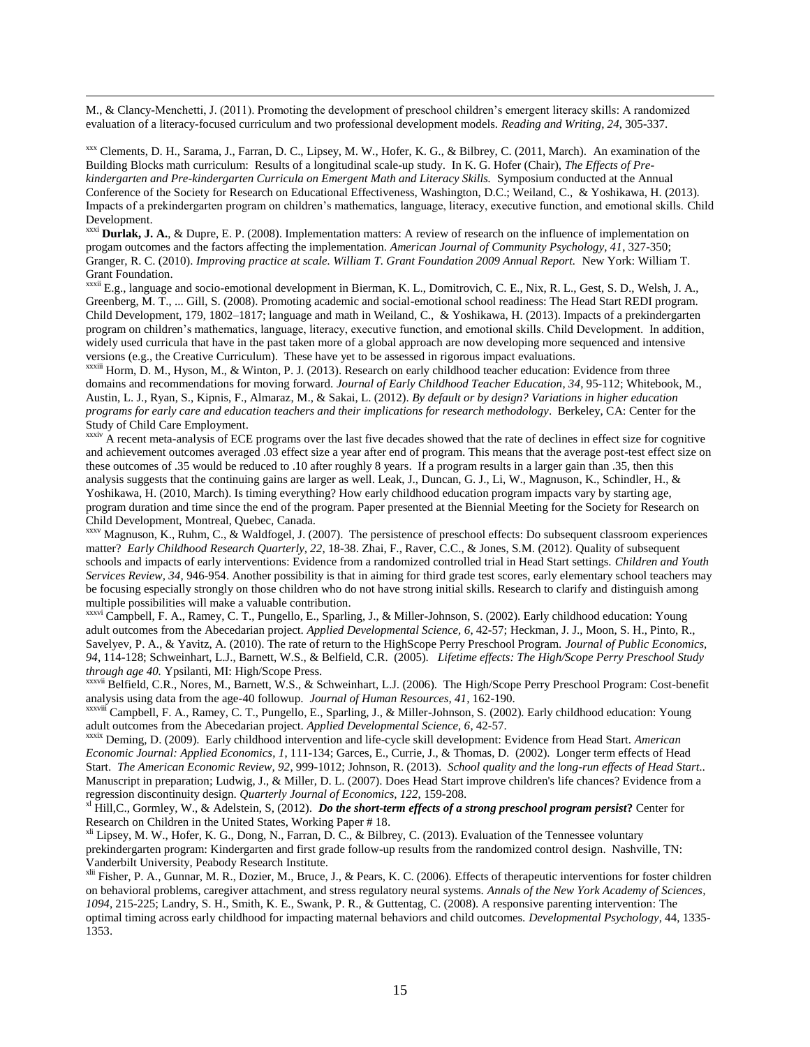M., & Clancy-Menchetti, J. (2011). Promoting the development of preschool children's emergent literacy skills: A randomized evaluation of a literacy-focused curriculum and two professional development models. *Reading and Writing, 24*, 305-337.

[xxx] Clements, D. H., Sarama, J., Farran, D. C., Lipsey, M. W., Hofer, K. G., & Bilbrey, C. (2011, March). An examination of the Building Blocks math curriculum: Results of a longitudinal scale-up study. In K. G. Hofer (Chair), *The Effects of Pre-kindergarten and Pre-kindergarten Curricula on Emergent Math and Literacy Skills.* Symposium conducted at the Annual Conference of the Society for Research on Educational Effectiveness, Washington, D.C.; Weiland, C., & Yoshikawa, H. (2013). Impacts of a prekindergarten program on children's mathematics, language, literacy, executive function, and emotional skills. Child Development.

[xxxi] **Durlak, J. A.**, & Dupre, E. P. (2008). Implementation matters: A review of research on the influence of implementation on progam outcomes and the factors affecting the implementation. *American Journal of Community Psychology, 41*, 327-350; Granger, R. C. (2010). *Improving practice at scale. William T. Grant Foundation 2009 Annual Report.* New York: William T. Grant Foundation.

[xxxii] E.g., language and socio-emotional development in Bierman, K. L., Domitrovich, C. E., Nix, R. L., Gest, S. D., Welsh, J. A., Greenberg, M. T., ... Gill, S. (2008). Promoting academic and social-emotional school readiness: The Head Start REDI program. Child Development, 179, 1802–1817; language and math in Weiland, C., & Yoshikawa, H. (2013). Impacts of a prekindergarten program on children's mathematics, language, literacy, executive function, and emotional skills. Child Development. In addition, widely used curricula that have in the past taken more of a global approach are now developing more sequenced and intensive versions (e.g., the Creative Curriculum). These have yet to be assessed in rigorous impact evaluations.

[xxxiii] Horm, D. M., Hyson, M., & Winton, P. J. (2013). Research on early childhood teacher education: Evidence from three domains and recommendations for moving forward. *Journal of Early Childhood Teacher Education, 34*, 95-112; Whitebook, M., Austin, L. J., Ryan, S., Kipnis, F., Almaraz, M., & Sakai, L. (2012). *By default or by design? Variations in higher education programs for early care and education teachers and their implications for research methodology*. Berkeley, CA: Center for the Study of Child Care Employment.

[xxxiv] A recent meta-analysis of ECE programs over the last five decades showed that the rate of declines in effect size for cognitive and achievement outcomes averaged .03 effect size a year after end of program. This means that the average post-test effect size on these outcomes of .35 would be reduced to .10 after roughly 8 years. If a program results in a larger gain than .35, then this analysis suggests that the continuing gains are larger as well. Leak, J., Duncan, G. J., Li, W., Magnuson, K., Schindler, H., & Yoshikawa, H. (2010, March). Is timing everything? How early childhood education program impacts vary by starting age, program duration and time since the end of the program. Paper presented at the Biennial Meeting for the Society for Research on Child Development, Montreal, Quebec, Canada.

[xxxv] Magnuson, K., Ruhm, C., & Waldfogel, J. (2007). The persistence of preschool effects: Do subsequent classroom experiences matter? *Early Childhood Research Quarterly, 22*, 18-38. Zhai, F., Raver, C.C., & Jones, S.M. (2012). Quality of subsequent schools and impacts of early interventions: Evidence from a randomized controlled trial in Head Start settings. *Children and Youth Services Review, 34*, 946-954. Another possibility is that in aiming for third grade test scores, early elementary school teachers may be focusing especially strongly on those children who do not have strong initial skills. Research to clarify and distinguish among multiple possibilities will make a valuable contribution.

[xxxvi] Campbell, F. A., Ramey, C. T., Pungello, E., Sparling, J., & Miller-Johnson, S. (2002). Early childhood education: Young adult outcomes from the Abecedarian project. *Applied Developmental Science, 6*, 42-57; Heckman, J. J., Moon, S. H., Pinto, R., Savelyev, P. A., & Yavitz, A. (2010). The rate of return to the HighScope Perry Preschool Program. *Journal of Public Economics, 94*, 114-128; Schweinhart, L.J., Barnett, W.S., & Belfield, C.R. (2005). *Lifetime effects: The High/Scope Perry Preschool Study through age 40.* Ypsilanti, MI: High/Scope Press.

[xxxvii] Belfield, C.R., Nores, M., Barnett, W.S., & Schweinhart, L.J. (2006). The High/Scope Perry Preschool Program: Cost-benefit analysis using data from the age-40 followup. *Journal of Human Resources, 41*, 162-190.

[xxxviii] Campbell, F. A., Ramey, C. T., Pungello, E., Sparling, J., & Miller-Johnson, S. (2002). Early childhood education: Young adult outcomes from the Abecedarian project. *Applied Developmental Science, 6*, 42-57.

[xxxix] Deming, D. (2009). Early childhood intervention and life-cycle skill development: Evidence from Head Start. *American Economic Journal: Applied Economics, 1*, 111-134; Garces, E., Currie, J., & Thomas, D. (2002). Longer term effects of Head Start. *The American Economic Review, 92*, 999-1012; Johnson, R. (2013). *School quality and the long-run effects of Head Start.*. Manuscript in preparation; Ludwig, J., & Miller, D. L. (2007). Does Head Start improve children's life chances? Evidence from a regression discontinuity design. *Quarterly Journal of Economics, 122*, 159-208.

[xl] Hill,C., Gormley, W., & Adelstein, S, (2012). ***Do the short-term effects of a strong preschool program persist*****?** Center for Research on Children in the United States, Working Paper # 18.

[xli] Lipsey, M. W., Hofer, K. G., Dong, N., Farran, D. C., & Bilbrey, C. (2013). Evaluation of the Tennessee voluntary prekindergarten program: Kindergarten and first grade follow-up results from the randomized control design. Nashville, TN: Vanderbilt University, Peabody Research Institute.

[xlii] Fisher, P. A., Gunnar, M. R., Dozier, M., Bruce, J., & Pears, K. C. (2006). Effects of therapeutic interventions for foster children on behavioral problems, caregiver attachment, and stress regulatory neural systems. *Annals of the New York Academy of Sciences, 1094*, 215-225; Landry, S. H., Smith, K. E., Swank, P. R., & Guttentag, C. (2008). A responsive parenting intervention: The optimal timing across early childhood for impacting maternal behaviors and child outcomes. *Developmental Psychology*, 44, 1335-1353.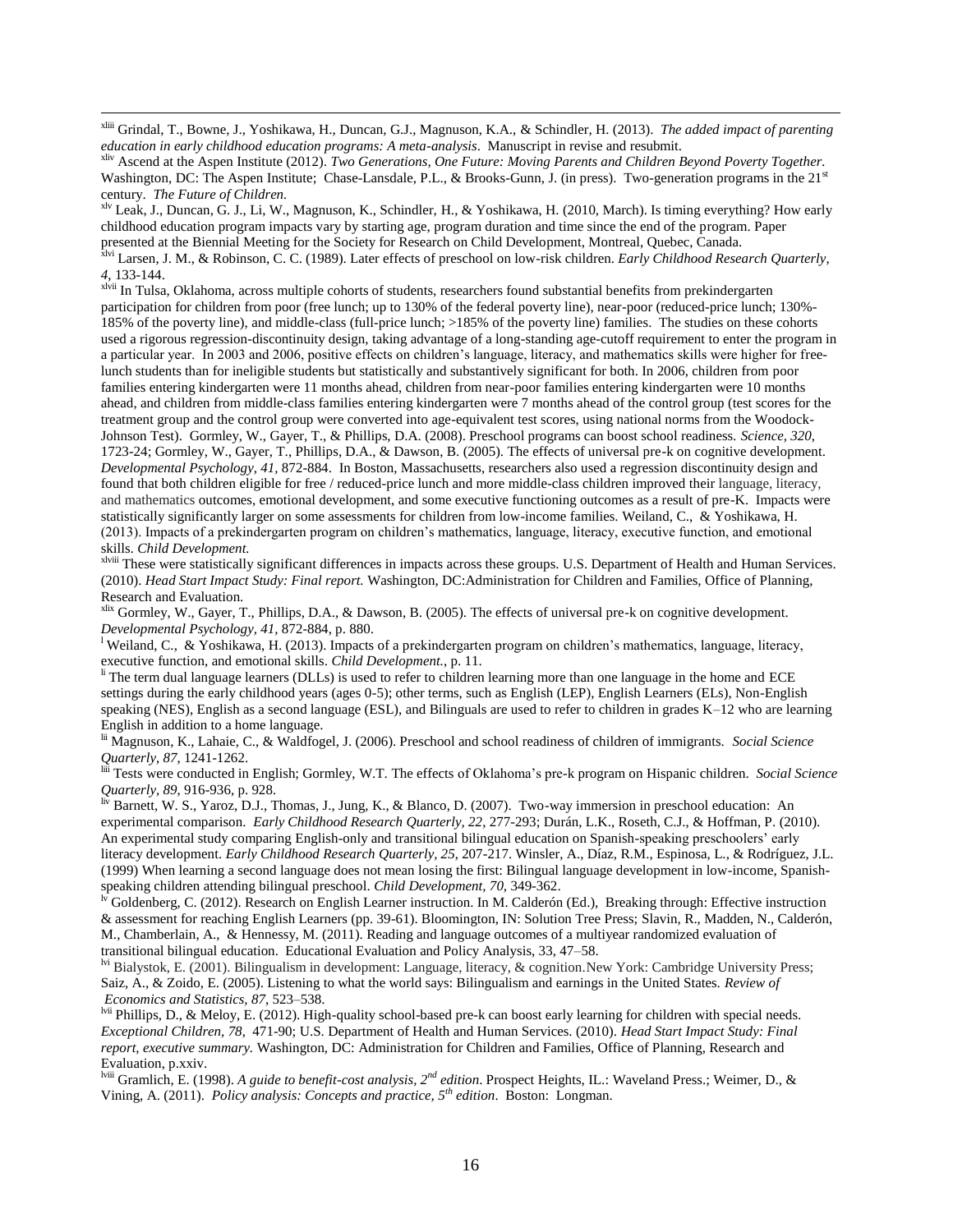[xliii] Grindal, T., Bowne, J., Yoshikawa, H., Duncan, G.J., Magnuson, K.A., & Schindler, H. (2013). *The added impact of parenting education in early childhood education programs: A meta-analysis*. Manuscript in revise and resubmit.

[xliv] Ascend at the Aspen Institute (2012). *Two Generations, One Future: Moving Parents and Children Beyond Poverty Together.* Washington, DC: The Aspen Institute; Chase-Lansdale, P.L., & Brooks-Gunn, J. (in press). Two-generation programs in the 21st century. *The Future of Children.*

[xlv] Leak, J., Duncan, G. J., Li, W., Magnuson, K., Schindler, H., & Yoshikawa, H. (2010, March). Is timing everything? How early childhood education program impacts vary by starting age, program duration and time since the end of the program. Paper presented at the Biennial Meeting for the Society for Research on Child Development, Montreal, Quebec, Canada.

[xlvi] Larsen, J. M., & Robinson, C. C. (1989). Later effects of preschool on low-risk children. *Early Childhood Research Quarterly*, *4*, 133-144.

[xlvii] In Tulsa, Oklahoma, across multiple cohorts of students, researchers found substantial benefits from prekindergarten participation for children from poor (free lunch; up to 130% of the federal poverty line), near-poor (reduced-price lunch; 130%-185% of the poverty line), and middle-class (full-price lunch; >185% of the poverty line) families. The studies on these cohorts used a rigorous regression-discontinuity design, taking advantage of a long-standing age-cutoff requirement to enter the program in a particular year. In 2003 and 2006, positive effects on children's language, literacy, and mathematics skills were higher for free-lunch students than for ineligible students but statistically and substantively significant for both. In 2006, children from poor families entering kindergarten were 11 months ahead, children from near-poor families entering kindergarten were 10 months ahead, and children from middle-class families entering kindergarten were 7 months ahead of the control group (test scores for the treatment group and the control group were converted into age-equivalent test scores, using national norms from the Woodock-Johnson Test). Gormley, W., Gayer, T., & Phillips, D.A. (2008). Preschool programs can boost school readiness. *Science, 320,* 1723-24; Gormley, W., Gayer, T., Phillips, D.A., & Dawson, B. (2005). The effects of universal pre-k on cognitive development. *Developmental Psychology, 41,* 872-884. In Boston, Massachusetts, researchers also used a regression discontinuity design and found that both children eligible for free / reduced-price lunch and more middle-class children improved their language, literacy, and mathematics outcomes, emotional development, and some executive functioning outcomes as a result of pre-K. Impacts were statistically significantly larger on some assessments for children from low-income families. Weiland, C., & Yoshikawa, H. (2013). Impacts of a prekindergarten program on children's mathematics, language, literacy, executive function, and emotional skills. *Child Development.*

[xlviii] These were statistically significant differences in impacts across these groups. U.S. Department of Health and Human Services. (2010). *Head Start Impact Study: Final report.* Washington, DC:Administration for Children and Families, Office of Planning, Research and Evaluation.

[xlix] Gormley, W., Gayer, T., Phillips, D.A., & Dawson, B. (2005). The effects of universal pre-k on cognitive development. *Developmental Psychology, 41,* 872-884, p. 880.

[l] Weiland, C., & Yoshikawa, H. (2013). Impacts of a prekindergarten program on children's mathematics, language, literacy, executive function, and emotional skills. *Child Development.*, p. 11.

[li] The term dual language learners (DLLs) is used to refer to children learning more than one language in the home and ECE settings during the early childhood years (ages 0-5); other terms, such as English (LEP), English Learners (ELs), Non-English speaking (NES), English as a second language (ESL), and Bilinguals are used to refer to children in grades K–12 who are learning English in addition to a home language.

[lii] Magnuson, K., Lahaie, C., & Waldfogel, J. (2006). Preschool and school readiness of children of immigrants. *Social Science Quarterly*, *87*, 1241-1262.

[liii] Tests were conducted in English; Gormley, W.T. The effects of Oklahoma's pre-k program on Hispanic children. *Social Science Quarterly, 89*, 916-936, p. 928.

[liv] Barnett, W. S., Yaroz, D.J., Thomas, J., Jung, K., & Blanco, D. (2007). Two-way immersion in preschool education: An experimental comparison. *Early Childhood Research Quarterly, 22*, 277-293; Durán, L.K., Roseth, C.J., & Hoffman, P. (2010). An experimental study comparing English-only and transitional bilingual education on Spanish-speaking preschoolers' early literacy development. *Early Childhood Research Quarterly, 25*, 207-217. Winsler, A., Díaz, R.M., Espinosa, L., & Rodríguez, J.L. (1999) When learning a second language does not mean losing the first: Bilingual language development in low-income, Spanish-speaking children attending bilingual preschool. *Child Development, 70,* 349-362.

[lv] Goldenberg, C. (2012). Research on English Learner instruction. In M. Calderón (Ed.), Breaking through: Effective instruction & assessment for reaching English Learners (pp. 39-61). Bloomington, IN: Solution Tree Press; Slavin, R., Madden, N., Calderón, M., Chamberlain, A., & Hennessy, M. (2011). Reading and language outcomes of a multiyear randomized evaluation of transitional bilingual education. Educational Evaluation and Policy Analysis, 33, 47–58.

[lvi] Bialystok, E. (2001). Bilingualism in development: Language, literacy, & cognition.New York: Cambridge University Press; Saiz, A., & Zoido, E. (2005). Listening to what the world says: Bilingualism and earnings in the United States. *Review of Economics and Statistics, 87*, 523–538.

[lvii] Phillips, D., & Meloy, E. (2012). High-quality school-based pre-k can boost early learning for children with special needs. *Exceptional Children, 78*, 471-90; U.S. Department of Health and Human Services. (2010). *Head Start Impact Study: Final report, executive summary.* Washington, DC: Administration for Children and Families, Office of Planning, Research and Evaluation, p.xxiv.

[lviii] Gramlich, E. (1998). *A guide to benefit-cost analysis, 2nd edition*. Prospect Heights, IL.: Waveland Press.; Weimer, D., & Vining, A. (2011). *Policy analysis: Concepts and practice, 5th edition*. Boston: Longman.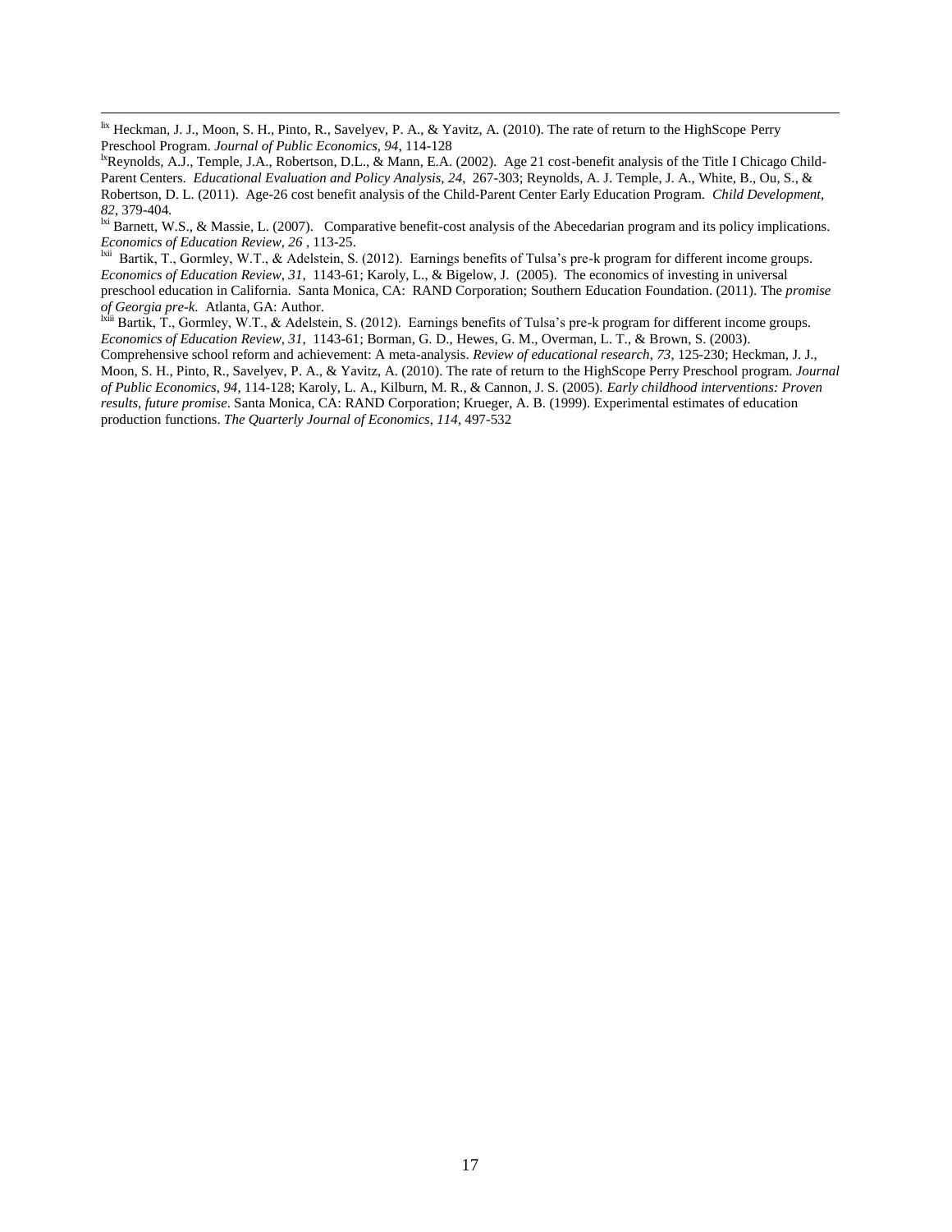[lix] Heckman, J. J., Moon, S. H., Pinto, R., Savelyev, P. A., & Yavitz, A. (2010). The rate of return to the HighScope Perry Preschool Program. *Journal of Public Economics, 94*, 114-128

[lx] Reynolds, A.J., Temple, J.A., Robertson, D.L., & Mann, E.A. (2002). Age 21 cost-benefit analysis of the Title I Chicago Child-Parent Centers. *Educational Evaluation and Policy Analysis, 24*, 267-303; Reynolds, A. J. Temple, J. A., White, B., Ou, S., & Robertson, D. L. (2011). Age-26 cost benefit analysis of the Child-Parent Center Early Education Program. *Child Development, 82*, 379-404.

[lxi] Barnett, W.S., & Massie, L. (2007). Comparative benefit-cost analysis of the Abecedarian program and its policy implications. *Economics of Education Review, 26* , 113-25.

[lxii] Bartik, T., Gormley, W.T., & Adelstein, S. (2012). Earnings benefits of Tulsa's pre-k program for different income groups. *Economics of Education Review, 31*, 1143-61; Karoly, L., & Bigelow, J. (2005). The economics of investing in universal preschool education in California. Santa Monica, CA: RAND Corporation; Southern Education Foundation. (2011). The *promise of Georgia pre-k*. Atlanta, GA: Author.

[lxiii] Bartik, T., Gormley, W.T., & Adelstein, S. (2012). Earnings benefits of Tulsa's pre-k program for different income groups. *Economics of Education Review, 31*, 1143-61; Borman, G. D., Hewes, G. M., Overman, L. T., & Brown, S. (2003). Comprehensive school reform and achievement: A meta-analysis. *Review of educational research, 73*, 125-230; Heckman, J. J., Moon, S. H., Pinto, R., Savelyev, P. A., & Yavitz, A. (2010). The rate of return to the HighScope Perry Preschool program. *Journal of Public Economics, 94*, 114-128; Karoly, L. A., Kilburn, M. R., & Cannon, J. S. (2005). *Early childhood interventions: Proven results, future promise*. Santa Monica, CA: RAND Corporation; Krueger, A. B. (1999). Experimental estimates of education production functions. *The Quarterly Journal of Economics, 114*, 497-532